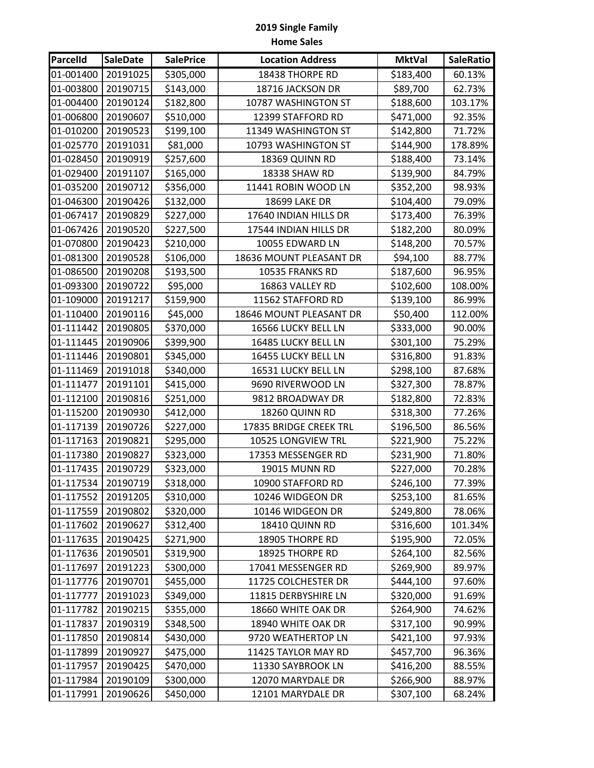# 2019 Single Family Home Sales

| ParcelId | SaleDate | SalePrice | Location Address | MktVal | SaleRatio |
|---|---|---|---|---|---|
| 01-001400 | 20191025 | $305,000 | 18438 THORPE RD | $183,400 | 60.13% |
| 01-003800 | 20190715 | $143,000 | 18716 JACKSON DR | $89,700 | 62.73% |
| 01-004400 | 20190124 | $182,800 | 10787 WASHINGTON ST | $188,600 | 103.17% |
| 01-006800 | 20190607 | $510,000 | 12399 STAFFORD RD | $471,000 | 92.35% |
| 01-010200 | 20190523 | $199,100 | 11349 WASHINGTON ST | $142,800 | 71.72% |
| 01-025770 | 20191031 | $81,000 | 10793 WASHINGTON ST | $144,900 | 178.89% |
| 01-028450 | 20190919 | $257,600 | 18369 QUINN RD | $188,400 | 73.14% |
| 01-029400 | 20191107 | $165,000 | 18338 SHAW RD | $139,900 | 84.79% |
| 01-035200 | 20190712 | $356,000 | 11441 ROBIN WOOD LN | $352,200 | 98.93% |
| 01-046300 | 20190426 | $132,000 | 18699 LAKE DR | $104,400 | 79.09% |
| 01-067417 | 20190829 | $227,000 | 17640 INDIAN HILLS DR | $173,400 | 76.39% |
| 01-067426 | 20190520 | $227,500 | 17544 INDIAN HILLS DR | $182,200 | 80.09% |
| 01-070800 | 20190423 | $210,000 | 10055 EDWARD LN | $148,200 | 70.57% |
| 01-081300 | 20190528 | $106,000 | 18636 MOUNT PLEASANT DR | $94,100 | 88.77% |
| 01-086500 | 20190208 | $193,500 | 10535 FRANKS RD | $187,600 | 96.95% |
| 01-093300 | 20190722 | $95,000 | 16863 VALLEY RD | $102,600 | 108.00% |
| 01-109000 | 20191217 | $159,900 | 11562 STAFFORD RD | $139,100 | 86.99% |
| 01-110400 | 20190116 | $45,000 | 18646 MOUNT PLEASANT DR | $50,400 | 112.00% |
| 01-111442 | 20190805 | $370,000 | 16566 LUCKY BELL LN | $333,000 | 90.00% |
| 01-111445 | 20190906 | $399,900 | 16485 LUCKY BELL LN | $301,100 | 75.29% |
| 01-111446 | 20190801 | $345,000 | 16455 LUCKY BELL LN | $316,800 | 91.83% |
| 01-111469 | 20191018 | $340,000 | 16531 LUCKY BELL LN | $298,100 | 87.68% |
| 01-111477 | 20191101 | $415,000 | 9690 RIVERWOOD LN | $327,300 | 78.87% |
| 01-112100 | 20190816 | $251,000 | 9812 BROADWAY DR | $182,800 | 72.83% |
| 01-115200 | 20190930 | $412,000 | 18260 QUINN RD | $318,300 | 77.26% |
| 01-117139 | 20190726 | $227,000 | 17835 BRIDGE CREEK TRL | $196,500 | 86.56% |
| 01-117163 | 20190821 | $295,000 | 10525 LONGVIEW TRL | $221,900 | 75.22% |
| 01-117380 | 20190827 | $323,000 | 17353 MESSENGER RD | $231,900 | 71.80% |
| 01-117435 | 20190729 | $323,000 | 19015 MUNN RD | $227,000 | 70.28% |
| 01-117534 | 20190719 | $318,000 | 10900 STAFFORD RD | $246,100 | 77.39% |
| 01-117552 | 20191205 | $310,000 | 10246 WIDGEON DR | $253,100 | 81.65% |
| 01-117559 | 20190802 | $320,000 | 10146 WIDGEON DR | $249,800 | 78.06% |
| 01-117602 | 20190627 | $312,400 | 18410 QUINN RD | $316,600 | 101.34% |
| 01-117635 | 20190425 | $271,900 | 18905 THORPE RD | $195,900 | 72.05% |
| 01-117636 | 20190501 | $319,900 | 18925 THORPE RD | $264,100 | 82.56% |
| 01-117697 | 20191223 | $300,000 | 17041 MESSENGER RD | $269,900 | 89.97% |
| 01-117776 | 20190701 | $455,000 | 11725 COLCHESTER DR | $444,100 | 97.60% |
| 01-117777 | 20191023 | $349,000 | 11815 DERBYSHIRE LN | $320,000 | 91.69% |
| 01-117782 | 20190215 | $355,000 | 18660 WHITE OAK DR | $264,900 | 74.62% |
| 01-117837 | 20190319 | $348,500 | 18940 WHITE OAK DR | $317,100 | 90.99% |
| 01-117850 | 20190814 | $430,000 | 9720 WEATHERTOP LN | $421,100 | 97.93% |
| 01-117899 | 20190927 | $475,000 | 11425 TAYLOR MAY RD | $457,700 | 96.36% |
| 01-117957 | 20190425 | $470,000 | 11330 SAYBROOK LN | $416,200 | 88.55% |
| 01-117984 | 20190109 | $300,000 | 12070 MARYDALE DR | $266,900 | 88.97% |
| 01-117991 | 20190626 | $450,000 | 12101 MARYDALE DR | $307,100 | 68.24% |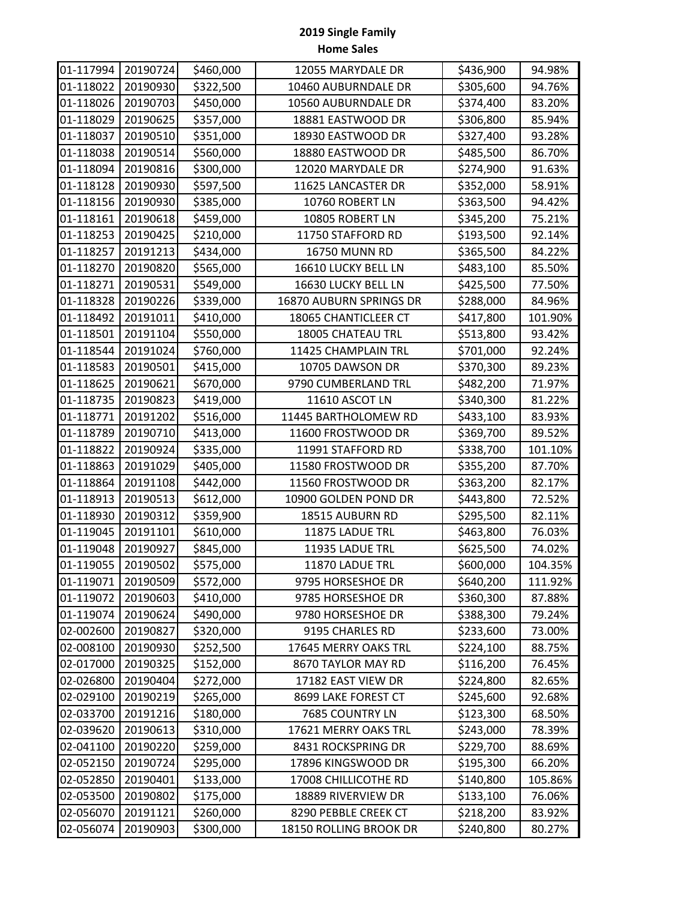# 2019 Single Family Home Sales

| | | | | | |
|---|---|---|---|---|---|
| 01-117994 | 20190724 | $460,000 | 12055 MARYDALE DR | $436,900 | 94.98% |
| 01-118022 | 20190930 | $322,500 | 10460 AUBURNDALE DR | $305,600 | 94.76% |
| 01-118026 | 20190703 | $450,000 | 10560 AUBURNDALE DR | $374,400 | 83.20% |
| 01-118029 | 20190625 | $357,000 | 18881 EASTWOOD DR | $306,800 | 85.94% |
| 01-118037 | 20190510 | $351,000 | 18930 EASTWOOD DR | $327,400 | 93.28% |
| 01-118038 | 20190514 | $560,000 | 18880 EASTWOOD DR | $485,500 | 86.70% |
| 01-118094 | 20190816 | $300,000 | 12020 MARYDALE DR | $274,900 | 91.63% |
| 01-118128 | 20190930 | $597,500 | 11625 LANCASTER DR | $352,000 | 58.91% |
| 01-118156 | 20190930 | $385,000 | 10760 ROBERT LN | $363,500 | 94.42% |
| 01-118161 | 20190618 | $459,000 | 10805 ROBERT LN | $345,200 | 75.21% |
| 01-118253 | 20190425 | $210,000 | 11750 STAFFORD RD | $193,500 | 92.14% |
| 01-118257 | 20191213 | $434,000 | 16750 MUNN RD | $365,500 | 84.22% |
| 01-118270 | 20190820 | $565,000 | 16610 LUCKY BELL LN | $483,100 | 85.50% |
| 01-118271 | 20190531 | $549,000 | 16630 LUCKY BELL LN | $425,500 | 77.50% |
| 01-118328 | 20190226 | $339,000 | 16870 AUBURN SPRINGS DR | $288,000 | 84.96% |
| 01-118492 | 20191011 | $410,000 | 18065 CHANTICLEER CT | $417,800 | 101.90% |
| 01-118501 | 20191104 | $550,000 | 18005 CHATEAU TRL | $513,800 | 93.42% |
| 01-118544 | 20191024 | $760,000 | 11425 CHAMPLAIN TRL | $701,000 | 92.24% |
| 01-118583 | 20190501 | $415,000 | 10705 DAWSON DR | $370,300 | 89.23% |
| 01-118625 | 20190621 | $670,000 | 9790 CUMBERLAND TRL | $482,200 | 71.97% |
| 01-118735 | 20190823 | $419,000 | 11610 ASCOT LN | $340,300 | 81.22% |
| 01-118771 | 20191202 | $516,000 | 11445 BARTHOLOMEW RD | $433,100 | 83.93% |
| 01-118789 | 20190710 | $413,000 | 11600 FROSTWOOD DR | $369,700 | 89.52% |
| 01-118822 | 20190924 | $335,000 | 11991 STAFFORD RD | $338,700 | 101.10% |
| 01-118863 | 20191029 | $405,000 | 11580 FROSTWOOD DR | $355,200 | 87.70% |
| 01-118864 | 20191108 | $442,000 | 11560 FROSTWOOD DR | $363,200 | 82.17% |
| 01-118913 | 20190513 | $612,000 | 10900 GOLDEN POND DR | $443,800 | 72.52% |
| 01-118930 | 20190312 | $359,900 | 18515 AUBURN RD | $295,500 | 82.11% |
| 01-119045 | 20191101 | $610,000 | 11875 LADUE TRL | $463,800 | 76.03% |
| 01-119048 | 20190927 | $845,000 | 11935 LADUE TRL | $625,500 | 74.02% |
| 01-119055 | 20190502 | $575,000 | 11870 LADUE TRL | $600,000 | 104.35% |
| 01-119071 | 20190509 | $572,000 | 9795 HORSESHOE DR | $640,200 | 111.92% |
| 01-119072 | 20190603 | $410,000 | 9785 HORSESHOE DR | $360,300 | 87.88% |
| 01-119074 | 20190624 | $490,000 | 9780 HORSESHOE DR | $388,300 | 79.24% |
| 02-002600 | 20190827 | $320,000 | 9195 CHARLES RD | $233,600 | 73.00% |
| 02-008100 | 20190930 | $252,500 | 17645 MERRY OAKS TRL | $224,100 | 88.75% |
| 02-017000 | 20190325 | $152,000 | 8670 TAYLOR MAY RD | $116,200 | 76.45% |
| 02-026800 | 20190404 | $272,000 | 17182 EAST VIEW DR | $224,800 | 82.65% |
| 02-029100 | 20190219 | $265,000 | 8699 LAKE FOREST CT | $245,600 | 92.68% |
| 02-033700 | 20191216 | $180,000 | 7685 COUNTRY LN | $123,300 | 68.50% |
| 02-039620 | 20190613 | $310,000 | 17621 MERRY OAKS TRL | $243,000 | 78.39% |
| 02-041100 | 20190220 | $259,000 | 8431 ROCKSPRING DR | $229,700 | 88.69% |
| 02-052150 | 20190724 | $295,000 | 17896 KINGSWOOD DR | $195,300 | 66.20% |
| 02-052850 | 20190401 | $133,000 | 17008 CHILLICOTHE RD | $140,800 | 105.86% |
| 02-053500 | 20190802 | $175,000 | 18889 RIVERVIEW DR | $133,100 | 76.06% |
| 02-056070 | 20191121 | $260,000 | 8290 PEBBLE CREEK CT | $218,200 | 83.92% |
| 02-056074 | 20190903 | $300,000 | 18150 ROLLING BROOK DR | $240,800 | 80.27% |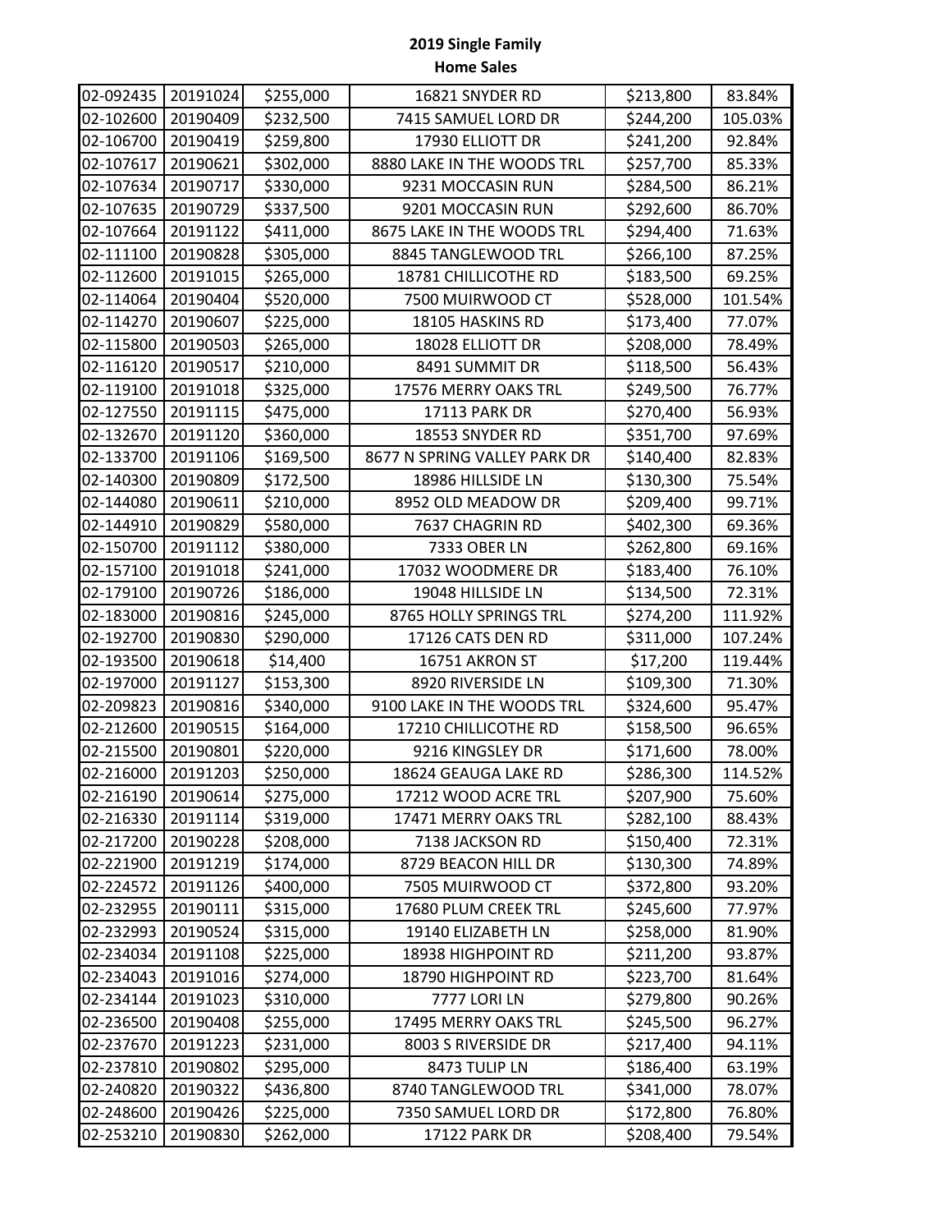**2019 Single Family**
**Home Sales**

| | | | | | |
|---|---|---|---|---|---|
| 02-092435 | 20191024 | $255,000 | 16821 SNYDER RD | $213,800 | 83.84% |
| 02-102600 | 20190409 | $232,500 | 7415 SAMUEL LORD DR | $244,200 | 105.03% |
| 02-106700 | 20190419 | $259,800 | 17930 ELLIOTT DR | $241,200 | 92.84% |
| 02-107617 | 20190621 | $302,000 | 8880 LAKE IN THE WOODS TRL | $257,700 | 85.33% |
| 02-107634 | 20190717 | $330,000 | 9231 MOCCASIN RUN | $284,500 | 86.21% |
| 02-107635 | 20190729 | $337,500 | 9201 MOCCASIN RUN | $292,600 | 86.70% |
| 02-107664 | 20191122 | $411,000 | 8675 LAKE IN THE WOODS TRL | $294,400 | 71.63% |
| 02-111100 | 20190828 | $305,000 | 8845 TANGLEWOOD TRL | $266,100 | 87.25% |
| 02-112600 | 20191015 | $265,000 | 18781 CHILLICOTHE RD | $183,500 | 69.25% |
| 02-114064 | 20190404 | $520,000 | 7500 MUIRWOOD CT | $528,000 | 101.54% |
| 02-114270 | 20190607 | $225,000 | 18105 HASKINS RD | $173,400 | 77.07% |
| 02-115800 | 20190503 | $265,000 | 18028 ELLIOTT DR | $208,000 | 78.49% |
| 02-116120 | 20190517 | $210,000 | 8491 SUMMIT DR | $118,500 | 56.43% |
| 02-119100 | 20191018 | $325,000 | 17576 MERRY OAKS TRL | $249,500 | 76.77% |
| 02-127550 | 20191115 | $475,000 | 17113 PARK DR | $270,400 | 56.93% |
| 02-132670 | 20191120 | $360,000 | 18553 SNYDER RD | $351,700 | 97.69% |
| 02-133700 | 20191106 | $169,500 | 8677 N SPRING VALLEY PARK DR | $140,400 | 82.83% |
| 02-140300 | 20190809 | $172,500 | 18986 HILLSIDE LN | $130,300 | 75.54% |
| 02-144080 | 20190611 | $210,000 | 8952 OLD MEADOW DR | $209,400 | 99.71% |
| 02-144910 | 20190829 | $580,000 | 7637 CHAGRIN RD | $402,300 | 69.36% |
| 02-150700 | 20191112 | $380,000 | 7333 OBER LN | $262,800 | 69.16% |
| 02-157100 | 20191018 | $241,000 | 17032 WOODMERE DR | $183,400 | 76.10% |
| 02-179100 | 20190726 | $186,000 | 19048 HILLSIDE LN | $134,500 | 72.31% |
| 02-183000 | 20190816 | $245,000 | 8765 HOLLY SPRINGS TRL | $274,200 | 111.92% |
| 02-192700 | 20190830 | $290,000 | 17126 CATS DEN RD | $311,000 | 107.24% |
| 02-193500 | 20190618 | $14,400 | 16751 AKRON ST | $17,200 | 119.44% |
| 02-197000 | 20191127 | $153,300 | 8920 RIVERSIDE LN | $109,300 | 71.30% |
| 02-209823 | 20190816 | $340,000 | 9100 LAKE IN THE WOODS TRL | $324,600 | 95.47% |
| 02-212600 | 20190515 | $164,000 | 17210 CHILLICOTHE RD | $158,500 | 96.65% |
| 02-215500 | 20190801 | $220,000 | 9216 KINGSLEY DR | $171,600 | 78.00% |
| 02-216000 | 20191203 | $250,000 | 18624 GEAUGA LAKE RD | $286,300 | 114.52% |
| 02-216190 | 20190614 | $275,000 | 17212 WOOD ACRE TRL | $207,900 | 75.60% |
| 02-216330 | 20191114 | $319,000 | 17471 MERRY OAKS TRL | $282,100 | 88.43% |
| 02-217200 | 20190228 | $208,000 | 7138 JACKSON RD | $150,400 | 72.31% |
| 02-221900 | 20191219 | $174,000 | 8729 BEACON HILL DR | $130,300 | 74.89% |
| 02-224572 | 20191126 | $400,000 | 7505 MUIRWOOD CT | $372,800 | 93.20% |
| 02-232955 | 20190111 | $315,000 | 17680 PLUM CREEK TRL | $245,600 | 77.97% |
| 02-232993 | 20190524 | $315,000 | 19140 ELIZABETH LN | $258,000 | 81.90% |
| 02-234034 | 20191108 | $225,000 | 18938 HIGHPOINT RD | $211,200 | 93.87% |
| 02-234043 | 20191016 | $274,000 | 18790 HIGHPOINT RD | $223,700 | 81.64% |
| 02-234144 | 20191023 | $310,000 | 7777 LORI LN | $279,800 | 90.26% |
| 02-236500 | 20190408 | $255,000 | 17495 MERRY OAKS TRL | $245,500 | 96.27% |
| 02-237670 | 20191223 | $231,000 | 8003 S RIVERSIDE DR | $217,400 | 94.11% |
| 02-237810 | 20190802 | $295,000 | 8473 TULIP LN | $186,400 | 63.19% |
| 02-240820 | 20190322 | $436,800 | 8740 TANGLEWOOD TRL | $341,000 | 78.07% |
| 02-248600 | 20190426 | $225,000 | 7350 SAMUEL LORD DR | $172,800 | 76.80% |
| 02-253210 | 20190830 | $262,000 | 17122 PARK DR | $208,400 | 79.54% |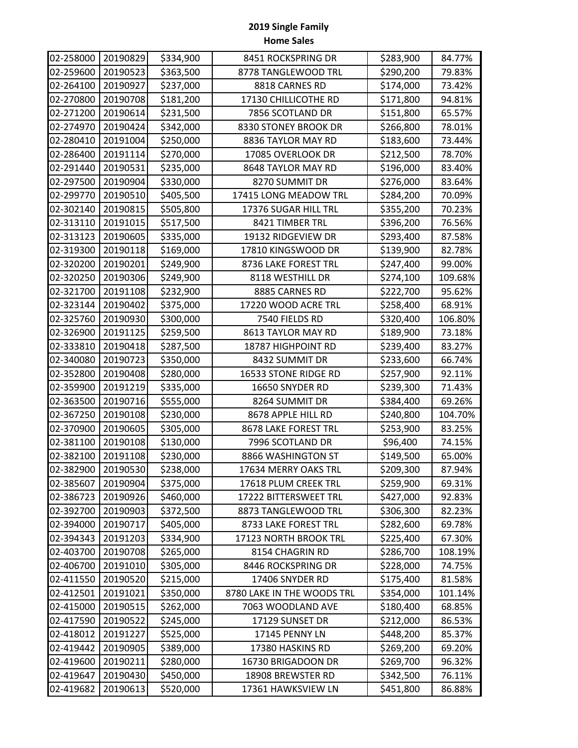**2019 Single Family**
**Home Sales**

| | | | | | |
|---|---|---|---|---|---|
| 02-258000 | 20190829 | $334,900 | 8451 ROCKSPRING DR | $283,900 | 84.77% |
| 02-259600 | 20190523 | $363,500 | 8778 TANGLEWOOD TRL | $290,200 | 79.83% |
| 02-264100 | 20190927 | $237,000 | 8818 CARNES RD | $174,000 | 73.42% |
| 02-270800 | 20190708 | $181,200 | 17130 CHILLICOTHE RD | $171,800 | 94.81% |
| 02-271200 | 20190614 | $231,500 | 7856 SCOTLAND DR | $151,800 | 65.57% |
| 02-274970 | 20190424 | $342,000 | 8330 STONEY BROOK DR | $266,800 | 78.01% |
| 02-280410 | 20191004 | $250,000 | 8836 TAYLOR MAY RD | $183,600 | 73.44% |
| 02-286400 | 20191114 | $270,000 | 17085 OVERLOOK DR | $212,500 | 78.70% |
| 02-291440 | 20190531 | $235,000 | 8648 TAYLOR MAY RD | $196,000 | 83.40% |
| 02-297500 | 20190904 | $330,000 | 8270 SUMMIT DR | $276,000 | 83.64% |
| 02-299770 | 20190510 | $405,500 | 17415 LONG MEADOW TRL | $284,200 | 70.09% |
| 02-302140 | 20190815 | $505,800 | 17376 SUGAR HILL TRL | $355,200 | 70.23% |
| 02-313110 | 20191015 | $517,500 | 8421 TIMBER TRL | $396,200 | 76.56% |
| 02-313123 | 20190605 | $335,000 | 19132 RIDGEVIEW DR | $293,400 | 87.58% |
| 02-319300 | 20190118 | $169,000 | 17810 KINGSWOOD DR | $139,900 | 82.78% |
| 02-320200 | 20190201 | $249,900 | 8736 LAKE FOREST TRL | $247,400 | 99.00% |
| 02-320250 | 20190306 | $249,900 | 8118 WESTHILL DR | $274,100 | 109.68% |
| 02-321700 | 20191108 | $232,900 | 8885 CARNES RD | $222,700 | 95.62% |
| 02-323144 | 20190402 | $375,000 | 17220 WOOD ACRE TRL | $258,400 | 68.91% |
| 02-325760 | 20190930 | $300,000 | 7540 FIELDS RD | $320,400 | 106.80% |
| 02-326900 | 20191125 | $259,500 | 8613 TAYLOR MAY RD | $189,900 | 73.18% |
| 02-333810 | 20190418 | $287,500 | 18787 HIGHPOINT RD | $239,400 | 83.27% |
| 02-340080 | 20190723 | $350,000 | 8432 SUMMIT DR | $233,600 | 66.74% |
| 02-352800 | 20190408 | $280,000 | 16533 STONE RIDGE RD | $257,900 | 92.11% |
| 02-359900 | 20191219 | $335,000 | 16650 SNYDER RD | $239,300 | 71.43% |
| 02-363500 | 20190716 | $555,000 | 8264 SUMMIT DR | $384,400 | 69.26% |
| 02-367250 | 20190108 | $230,000 | 8678 APPLE HILL RD | $240,800 | 104.70% |
| 02-370900 | 20190605 | $305,000 | 8678 LAKE FOREST TRL | $253,900 | 83.25% |
| 02-381100 | 20190108 | $130,000 | 7996 SCOTLAND DR | $96,400 | 74.15% |
| 02-382100 | 20191108 | $230,000 | 8866 WASHINGTON ST | $149,500 | 65.00% |
| 02-382900 | 20190530 | $238,000 | 17634 MERRY OAKS TRL | $209,300 | 87.94% |
| 02-385607 | 20190904 | $375,000 | 17618 PLUM CREEK TRL | $259,900 | 69.31% |
| 02-386723 | 20190926 | $460,000 | 17222 BITTERSWEET TRL | $427,000 | 92.83% |
| 02-392700 | 20190903 | $372,500 | 8873 TANGLEWOOD TRL | $306,300 | 82.23% |
| 02-394000 | 20190717 | $405,000 | 8733 LAKE FOREST TRL | $282,600 | 69.78% |
| 02-394343 | 20191203 | $334,900 | 17123 NORTH BROOK TRL | $225,400 | 67.30% |
| 02-403700 | 20190708 | $265,000 | 8154 CHAGRIN RD | $286,700 | 108.19% |
| 02-406700 | 20191010 | $305,000 | 8446 ROCKSPRING DR | $228,000 | 74.75% |
| 02-411550 | 20190520 | $215,000 | 17406 SNYDER RD | $175,400 | 81.58% |
| 02-412501 | 20191021 | $350,000 | 8780 LAKE IN THE WOODS TRL | $354,000 | 101.14% |
| 02-415000 | 20190515 | $262,000 | 7063 WOODLAND AVE | $180,400 | 68.85% |
| 02-417590 | 20190522 | $245,000 | 17129 SUNSET DR | $212,000 | 86.53% |
| 02-418012 | 20191227 | $525,000 | 17145 PENNY LN | $448,200 | 85.37% |
| 02-419442 | 20190905 | $389,000 | 17380 HASKINS RD | $269,200 | 69.20% |
| 02-419600 | 20190211 | $280,000 | 16730 BRIGADOON DR | $269,700 | 96.32% |
| 02-419647 | 20190430 | $450,000 | 18908 BREWSTER RD | $342,500 | 76.11% |
| 02-419682 | 20190613 | $520,000 | 17361 HAWKSVIEW LN | $451,800 | 86.88% |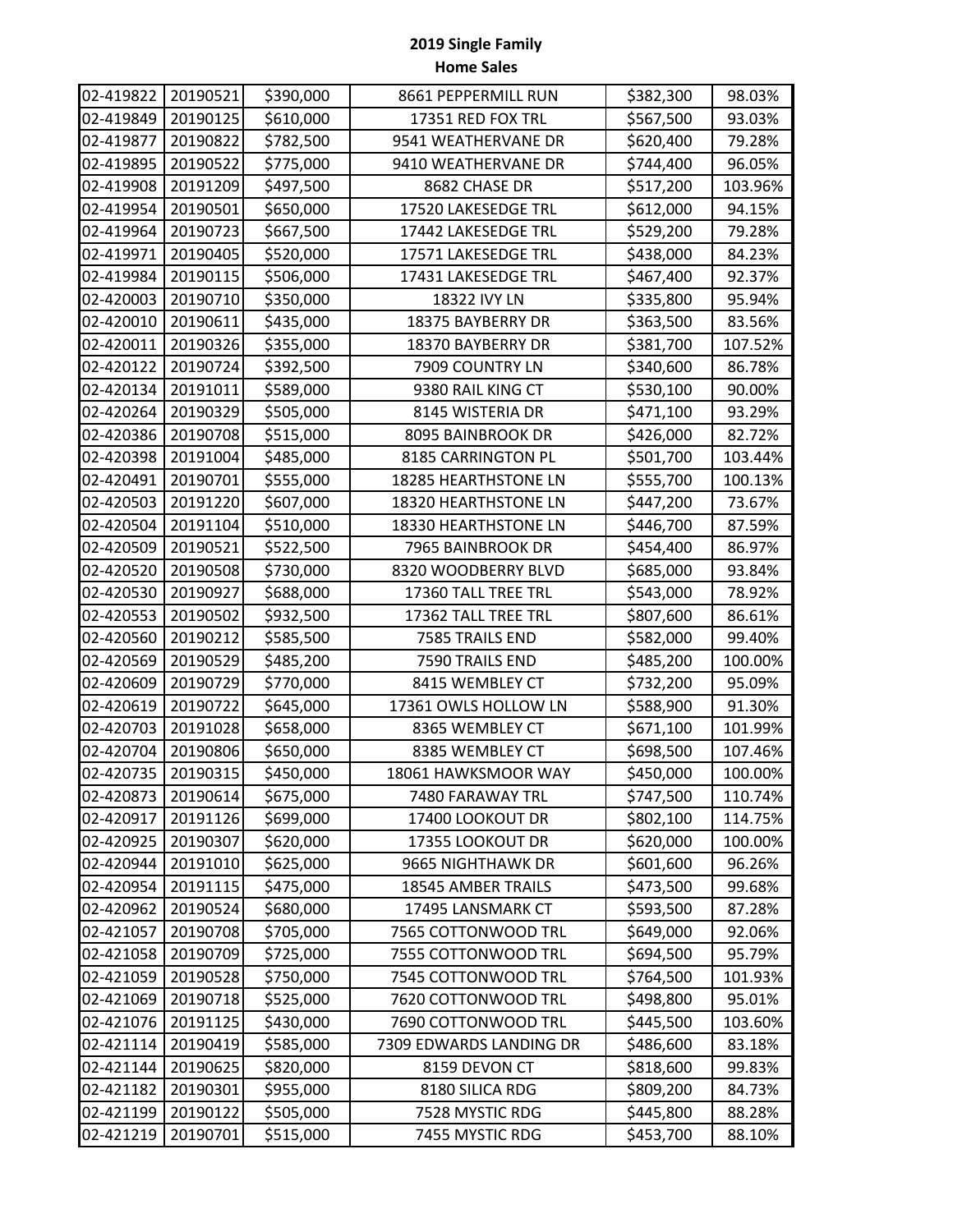**2019 Single Family**
**Home Sales**

| | | | | | |
|---|---|---|---|---|---|
| 02-419822 | 20190521 | $390,000 | 8661 PEPPERMILL RUN | $382,300 | 98.03% |
| 02-419849 | 20190125 | $610,000 | 17351 RED FOX TRL | $567,500 | 93.03% |
| 02-419877 | 20190822 | $782,500 | 9541 WEATHERVANE DR | $620,400 | 79.28% |
| 02-419895 | 20190522 | $775,000 | 9410 WEATHERVANE DR | $744,400 | 96.05% |
| 02-419908 | 20191209 | $497,500 | 8682 CHASE DR | $517,200 | 103.96% |
| 02-419954 | 20190501 | $650,000 | 17520 LAKESEDGE TRL | $612,000 | 94.15% |
| 02-419964 | 20190723 | $667,500 | 17442 LAKESEDGE TRL | $529,200 | 79.28% |
| 02-419971 | 20190405 | $520,000 | 17571 LAKESEDGE TRL | $438,000 | 84.23% |
| 02-419984 | 20190115 | $506,000 | 17431 LAKESEDGE TRL | $467,400 | 92.37% |
| 02-420003 | 20190710 | $350,000 | 18322 IVY LN | $335,800 | 95.94% |
| 02-420010 | 20190611 | $435,000 | 18375 BAYBERRY DR | $363,500 | 83.56% |
| 02-420011 | 20190326 | $355,000 | 18370 BAYBERRY DR | $381,700 | 107.52% |
| 02-420122 | 20190724 | $392,500 | 7909 COUNTRY LN | $340,600 | 86.78% |
| 02-420134 | 20191011 | $589,000 | 9380 RAIL KING CT | $530,100 | 90.00% |
| 02-420264 | 20190329 | $505,000 | 8145 WISTERIA DR | $471,100 | 93.29% |
| 02-420386 | 20190708 | $515,000 | 8095 BAINBROOK DR | $426,000 | 82.72% |
| 02-420398 | 20191004 | $485,000 | 8185 CARRINGTON PL | $501,700 | 103.44% |
| 02-420491 | 20190701 | $555,000 | 18285 HEARTHSTONE LN | $555,700 | 100.13% |
| 02-420503 | 20191220 | $607,000 | 18320 HEARTHSTONE LN | $447,200 | 73.67% |
| 02-420504 | 20191104 | $510,000 | 18330 HEARTHSTONE LN | $446,700 | 87.59% |
| 02-420509 | 20190521 | $522,500 | 7965 BAINBROOK DR | $454,400 | 86.97% |
| 02-420520 | 20190508 | $730,000 | 8320 WOODBERRY BLVD | $685,000 | 93.84% |
| 02-420530 | 20190927 | $688,000 | 17360 TALL TREE TRL | $543,000 | 78.92% |
| 02-420553 | 20190502 | $932,500 | 17362 TALL TREE TRL | $807,600 | 86.61% |
| 02-420560 | 20190212 | $585,500 | 7585 TRAILS END | $582,000 | 99.40% |
| 02-420569 | 20190529 | $485,200 | 7590 TRAILS END | $485,200 | 100.00% |
| 02-420609 | 20190729 | $770,000 | 8415 WEMBLEY CT | $732,200 | 95.09% |
| 02-420619 | 20190722 | $645,000 | 17361 OWLS HOLLOW LN | $588,900 | 91.30% |
| 02-420703 | 20191028 | $658,000 | 8365 WEMBLEY CT | $671,100 | 101.99% |
| 02-420704 | 20190806 | $650,000 | 8385 WEMBLEY CT | $698,500 | 107.46% |
| 02-420735 | 20190315 | $450,000 | 18061 HAWKSMOOR WAY | $450,000 | 100.00% |
| 02-420873 | 20190614 | $675,000 | 7480 FARAWAY TRL | $747,500 | 110.74% |
| 02-420917 | 20191126 | $699,000 | 17400 LOOKOUT DR | $802,100 | 114.75% |
| 02-420925 | 20190307 | $620,000 | 17355 LOOKOUT DR | $620,000 | 100.00% |
| 02-420944 | 20191010 | $625,000 | 9665 NIGHTHAWK DR | $601,600 | 96.26% |
| 02-420954 | 20191115 | $475,000 | 18545 AMBER TRAILS | $473,500 | 99.68% |
| 02-420962 | 20190524 | $680,000 | 17495 LANSMARK CT | $593,500 | 87.28% |
| 02-421057 | 20190708 | $705,000 | 7565 COTTONWOOD TRL | $649,000 | 92.06% |
| 02-421058 | 20190709 | $725,000 | 7555 COTTONWOOD TRL | $694,500 | 95.79% |
| 02-421059 | 20190528 | $750,000 | 7545 COTTONWOOD TRL | $764,500 | 101.93% |
| 02-421069 | 20190718 | $525,000 | 7620 COTTONWOOD TRL | $498,800 | 95.01% |
| 02-421076 | 20191125 | $430,000 | 7690 COTTONWOOD TRL | $445,500 | 103.60% |
| 02-421114 | 20190419 | $585,000 | 7309 EDWARDS LANDING DR | $486,600 | 83.18% |
| 02-421144 | 20190625 | $820,000 | 8159 DEVON CT | $818,600 | 99.83% |
| 02-421182 | 20190301 | $955,000 | 8180 SILICA RDG | $809,200 | 84.73% |
| 02-421199 | 20190122 | $505,000 | 7528 MYSTIC RDG | $445,800 | 88.28% |
| 02-421219 | 20190701 | $515,000 | 7455 MYSTIC RDG | $453,700 | 88.10% |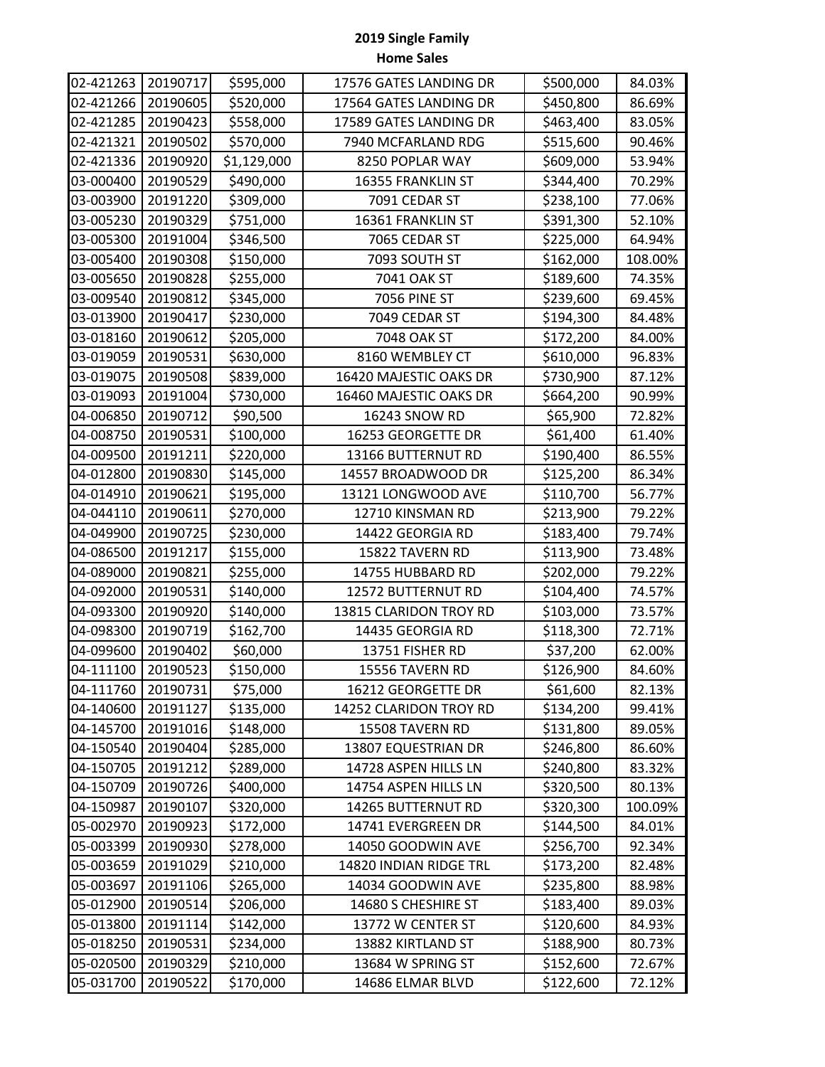**2019 Single Family**
**Home Sales**

| | | | | | |
|---|---|---|---|---|---|
| 02-421263 | 20190717 | $595,000 | 17576 GATES LANDING DR | $500,000 | 84.03% |
| 02-421266 | 20190605 | $520,000 | 17564 GATES LANDING DR | $450,800 | 86.69% |
| 02-421285 | 20190423 | $558,000 | 17589 GATES LANDING DR | $463,400 | 83.05% |
| 02-421321 | 20190502 | $570,000 | 7940 MCFARLAND RDG | $515,600 | 90.46% |
| 02-421336 | 20190920 | $1,129,000 | 8250 POPLAR WAY | $609,000 | 53.94% |
| 03-000400 | 20190529 | $490,000 | 16355 FRANKLIN ST | $344,400 | 70.29% |
| 03-003900 | 20191220 | $309,000 | 7091 CEDAR ST | $238,100 | 77.06% |
| 03-005230 | 20190329 | $751,000 | 16361 FRANKLIN ST | $391,300 | 52.10% |
| 03-005300 | 20191004 | $346,500 | 7065 CEDAR ST | $225,000 | 64.94% |
| 03-005400 | 20190308 | $150,000 | 7093 SOUTH ST | $162,000 | 108.00% |
| 03-005650 | 20190828 | $255,000 | 7041 OAK ST | $189,600 | 74.35% |
| 03-009540 | 20190812 | $345,000 | 7056 PINE ST | $239,600 | 69.45% |
| 03-013900 | 20190417 | $230,000 | 7049 CEDAR ST | $194,300 | 84.48% |
| 03-018160 | 20190612 | $205,000 | 7048 OAK ST | $172,200 | 84.00% |
| 03-019059 | 20190531 | $630,000 | 8160 WEMBLEY CT | $610,000 | 96.83% |
| 03-019075 | 20190508 | $839,000 | 16420 MAJESTIC OAKS DR | $730,900 | 87.12% |
| 03-019093 | 20191004 | $730,000 | 16460 MAJESTIC OAKS DR | $664,200 | 90.99% |
| 04-006850 | 20190712 | $90,500 | 16243 SNOW RD | $65,900 | 72.82% |
| 04-008750 | 20190531 | $100,000 | 16253 GEORGETTE DR | $61,400 | 61.40% |
| 04-009500 | 20191211 | $220,000 | 13166 BUTTERNUT RD | $190,400 | 86.55% |
| 04-012800 | 20190830 | $145,000 | 14557 BROADWOOD DR | $125,200 | 86.34% |
| 04-014910 | 20190621 | $195,000 | 13121 LONGWOOD AVE | $110,700 | 56.77% |
| 04-044110 | 20190611 | $270,000 | 12710 KINSMAN RD | $213,900 | 79.22% |
| 04-049900 | 20190725 | $230,000 | 14422 GEORGIA RD | $183,400 | 79.74% |
| 04-086500 | 20191217 | $155,000 | 15822 TAVERN RD | $113,900 | 73.48% |
| 04-089000 | 20190821 | $255,000 | 14755 HUBBARD RD | $202,000 | 79.22% |
| 04-092000 | 20190531 | $140,000 | 12572 BUTTERNUT RD | $104,400 | 74.57% |
| 04-093300 | 20190920 | $140,000 | 13815 CLARIDON TROY RD | $103,000 | 73.57% |
| 04-098300 | 20190719 | $162,700 | 14435 GEORGIA RD | $118,300 | 72.71% |
| 04-099600 | 20190402 | $60,000 | 13751 FISHER RD | $37,200 | 62.00% |
| 04-111100 | 20190523 | $150,000 | 15556 TAVERN RD | $126,900 | 84.60% |
| 04-111760 | 20190731 | $75,000 | 16212 GEORGETTE DR | $61,600 | 82.13% |
| 04-140600 | 20191127 | $135,000 | 14252 CLARIDON TROY RD | $134,200 | 99.41% |
| 04-145700 | 20191016 | $148,000 | 15508 TAVERN RD | $131,800 | 89.05% |
| 04-150540 | 20190404 | $285,000 | 13807 EQUESTRIAN DR | $246,800 | 86.60% |
| 04-150705 | 20191212 | $289,000 | 14728 ASPEN HILLS LN | $240,800 | 83.32% |
| 04-150709 | 20190726 | $400,000 | 14754 ASPEN HILLS LN | $320,500 | 80.13% |
| 04-150987 | 20190107 | $320,000 | 14265 BUTTERNUT RD | $320,300 | 100.09% |
| 05-002970 | 20190923 | $172,000 | 14741 EVERGREEN DR | $144,500 | 84.01% |
| 05-003399 | 20190930 | $278,000 | 14050 GOODWIN AVE | $256,700 | 92.34% |
| 05-003659 | 20191029 | $210,000 | 14820 INDIAN RIDGE TRL | $173,200 | 82.48% |
| 05-003697 | 20191106 | $265,000 | 14034 GOODWIN AVE | $235,800 | 88.98% |
| 05-012900 | 20190514 | $206,000 | 14680 S CHESHIRE ST | $183,400 | 89.03% |
| 05-013800 | 20191114 | $142,000 | 13772 W CENTER ST | $120,600 | 84.93% |
| 05-018250 | 20190531 | $234,000 | 13882 KIRTLAND ST | $188,900 | 80.73% |
| 05-020500 | 20190329 | $210,000 | 13684 W SPRING ST | $152,600 | 72.67% |
| 05-031700 | 20190522 | $170,000 | 14686 ELMAR BLVD | $122,600 | 72.12% |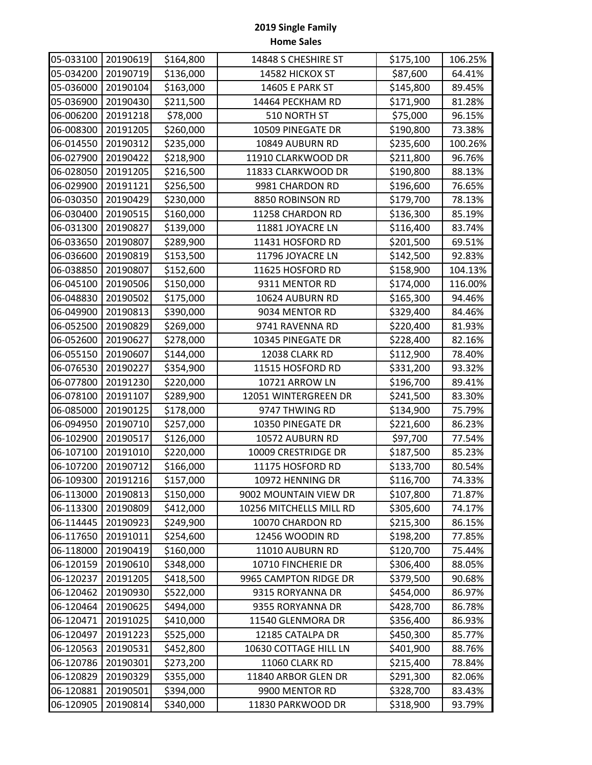**2019 Single Family**
**Home Sales**

| | | | | | |
|---|---|---|---|---|---|
| 05-033100 | 20190619 | $164,800 | 14848 S CHESHIRE ST | $175,100 | 106.25% |
| 05-034200 | 20190719 | $136,000 | 14582 HICKOX ST | $87,600 | 64.41% |
| 05-036000 | 20190104 | $163,000 | 14605 E PARK ST | $145,800 | 89.45% |
| 05-036900 | 20190430 | $211,500 | 14464 PECKHAM RD | $171,900 | 81.28% |
| 06-006200 | 20191218 | $78,000 | 510 NORTH ST | $75,000 | 96.15% |
| 06-008300 | 20191205 | $260,000 | 10509 PINEGATE DR | $190,800 | 73.38% |
| 06-014550 | 20190312 | $235,000 | 10849 AUBURN RD | $235,600 | 100.26% |
| 06-027900 | 20190422 | $218,900 | 11910 CLARKWOOD DR | $211,800 | 96.76% |
| 06-028050 | 20191205 | $216,500 | 11833 CLARKWOOD DR | $190,800 | 88.13% |
| 06-029900 | 20191121 | $256,500 | 9981 CHARDON RD | $196,600 | 76.65% |
| 06-030350 | 20190429 | $230,000 | 8850 ROBINSON RD | $179,700 | 78.13% |
| 06-030400 | 20190515 | $160,000 | 11258 CHARDON RD | $136,300 | 85.19% |
| 06-031300 | 20190827 | $139,000 | 11881 JOYACRE LN | $116,400 | 83.74% |
| 06-033650 | 20190807 | $289,900 | 11431 HOSFORD RD | $201,500 | 69.51% |
| 06-036600 | 20190819 | $153,500 | 11796 JOYACRE LN | $142,500 | 92.83% |
| 06-038850 | 20190807 | $152,600 | 11625 HOSFORD RD | $158,900 | 104.13% |
| 06-045100 | 20190506 | $150,000 | 9311 MENTOR RD | $174,000 | 116.00% |
| 06-048830 | 20190502 | $175,000 | 10624 AUBURN RD | $165,300 | 94.46% |
| 06-049900 | 20190813 | $390,000 | 9034 MENTOR RD | $329,400 | 84.46% |
| 06-052500 | 20190829 | $269,000 | 9741 RAVENNA RD | $220,400 | 81.93% |
| 06-052600 | 20190627 | $278,000 | 10345 PINEGATE DR | $228,400 | 82.16% |
| 06-055150 | 20190607 | $144,000 | 12038 CLARK RD | $112,900 | 78.40% |
| 06-076530 | 20190227 | $354,900 | 11515 HOSFORD RD | $331,200 | 93.32% |
| 06-077800 | 20191230 | $220,000 | 10721 ARROW LN | $196,700 | 89.41% |
| 06-078100 | 20191107 | $289,900 | 12051 WINTERGREEN DR | $241,500 | 83.30% |
| 06-085000 | 20190125 | $178,000 | 9747 THWING RD | $134,900 | 75.79% |
| 06-094950 | 20190710 | $257,000 | 10350 PINEGATE DR | $221,600 | 86.23% |
| 06-102900 | 20190517 | $126,000 | 10572 AUBURN RD | $97,700 | 77.54% |
| 06-107100 | 20191010 | $220,000 | 10009 CRESTRIDGE DR | $187,500 | 85.23% |
| 06-107200 | 20190712 | $166,000 | 11175 HOSFORD RD | $133,700 | 80.54% |
| 06-109300 | 20191216 | $157,000 | 10972 HENNING DR | $116,700 | 74.33% |
| 06-113000 | 20190813 | $150,000 | 9002 MOUNTAIN VIEW DR | $107,800 | 71.87% |
| 06-113300 | 20190809 | $412,000 | 10256 MITCHELLS MILL RD | $305,600 | 74.17% |
| 06-114445 | 20190923 | $249,900 | 10070 CHARDON RD | $215,300 | 86.15% |
| 06-117650 | 20191011 | $254,600 | 12456 WOODIN RD | $198,200 | 77.85% |
| 06-118000 | 20190419 | $160,000 | 11010 AUBURN RD | $120,700 | 75.44% |
| 06-120159 | 20190610 | $348,000 | 10710 FINCHERIE DR | $306,400 | 88.05% |
| 06-120237 | 20191205 | $418,500 | 9965 CAMPTON RIDGE DR | $379,500 | 90.68% |
| 06-120462 | 20190930 | $522,000 | 9315 RORYANNA DR | $454,000 | 86.97% |
| 06-120464 | 20190625 | $494,000 | 9355 RORYANNA DR | $428,700 | 86.78% |
| 06-120471 | 20191025 | $410,000 | 11540 GLENMORA DR | $356,400 | 86.93% |
| 06-120497 | 20191223 | $525,000 | 12185 CATALPA DR | $450,300 | 85.77% |
| 06-120563 | 20190531 | $452,800 | 10630 COTTAGE HILL LN | $401,900 | 88.76% |
| 06-120786 | 20190301 | $273,200 | 11060 CLARK RD | $215,400 | 78.84% |
| 06-120829 | 20190329 | $355,000 | 11840 ARBOR GLEN DR | $291,300 | 82.06% |
| 06-120881 | 20190501 | $394,000 | 9900 MENTOR RD | $328,700 | 83.43% |
| 06-120905 | 20190814 | $340,000 | 11830 PARKWOOD DR | $318,900 | 93.79% |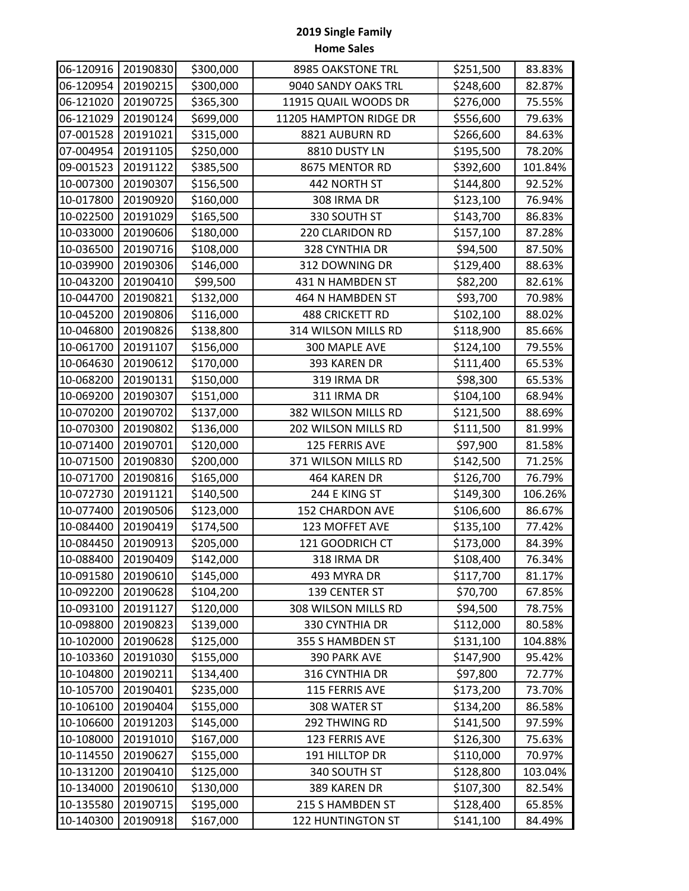# 2019 Single Family
## Home Sales

| | | | | | |
|---|---|---|---|---|---|
| 06-120916 | 20190830 | $300,000 | 8985 OAKSTONE TRL | $251,500 | 83.83% |
| 06-120954 | 20190215 | $300,000 | 9040 SANDY OAKS TRL | $248,600 | 82.87% |
| 06-121020 | 20190725 | $365,300 | 11915 QUAIL WOODS DR | $276,000 | 75.55% |
| 06-121029 | 20190124 | $699,000 | 11205 HAMPTON RIDGE DR | $556,600 | 79.63% |
| 07-001528 | 20191021 | $315,000 | 8821 AUBURN RD | $266,600 | 84.63% |
| 07-004954 | 20191105 | $250,000 | 8810 DUSTY LN | $195,500 | 78.20% |
| 09-001523 | 20191122 | $385,500 | 8675 MENTOR RD | $392,600 | 101.84% |
| 10-007300 | 20190307 | $156,500 | 442 NORTH ST | $144,800 | 92.52% |
| 10-017800 | 20190920 | $160,000 | 308 IRMA DR | $123,100 | 76.94% |
| 10-022500 | 20191029 | $165,500 | 330 SOUTH ST | $143,700 | 86.83% |
| 10-033000 | 20190606 | $180,000 | 220 CLARIDON RD | $157,100 | 87.28% |
| 10-036500 | 20190716 | $108,000 | 328 CYNTHIA DR | $94,500 | 87.50% |
| 10-039900 | 20190306 | $146,000 | 312 DOWNING DR | $129,400 | 88.63% |
| 10-043200 | 20190410 | $99,500 | 431 N HAMBDEN ST | $82,200 | 82.61% |
| 10-044700 | 20190821 | $132,000 | 464 N HAMBDEN ST | $93,700 | 70.98% |
| 10-045200 | 20190806 | $116,000 | 488 CRICKETT RD | $102,100 | 88.02% |
| 10-046800 | 20190826 | $138,800 | 314 WILSON MILLS RD | $118,900 | 85.66% |
| 10-061700 | 20191107 | $156,000 | 300 MAPLE AVE | $124,100 | 79.55% |
| 10-064630 | 20190612 | $170,000 | 393 KAREN DR | $111,400 | 65.53% |
| 10-068200 | 20190131 | $150,000 | 319 IRMA DR | $98,300 | 65.53% |
| 10-069200 | 20190307 | $151,000 | 311 IRMA DR | $104,100 | 68.94% |
| 10-070200 | 20190702 | $137,000 | 382 WILSON MILLS RD | $121,500 | 88.69% |
| 10-070300 | 20190802 | $136,000 | 202 WILSON MILLS RD | $111,500 | 81.99% |
| 10-071400 | 20190701 | $120,000 | 125 FERRIS AVE | $97,900 | 81.58% |
| 10-071500 | 20190830 | $200,000 | 371 WILSON MILLS RD | $142,500 | 71.25% |
| 10-071700 | 20190816 | $165,000 | 464 KAREN DR | $126,700 | 76.79% |
| 10-072730 | 20191121 | $140,500 | 244 E KING ST | $149,300 | 106.26% |
| 10-077400 | 20190506 | $123,000 | 152 CHARDON AVE | $106,600 | 86.67% |
| 10-084400 | 20190419 | $174,500 | 123 MOFFET AVE | $135,100 | 77.42% |
| 10-084450 | 20190913 | $205,000 | 121 GOODRICH CT | $173,000 | 84.39% |
| 10-088400 | 20190409 | $142,000 | 318 IRMA DR | $108,400 | 76.34% |
| 10-091580 | 20190610 | $145,000 | 493 MYRA DR | $117,700 | 81.17% |
| 10-092200 | 20190628 | $104,200 | 139 CENTER ST | $70,700 | 67.85% |
| 10-093100 | 20191127 | $120,000 | 308 WILSON MILLS RD | $94,500 | 78.75% |
| 10-098800 | 20190823 | $139,000 | 330 CYNTHIA DR | $112,000 | 80.58% |
| 10-102000 | 20190628 | $125,000 | 355 S HAMBDEN ST | $131,100 | 104.88% |
| 10-103360 | 20191030 | $155,000 | 390 PARK AVE | $147,900 | 95.42% |
| 10-104800 | 20190211 | $134,400 | 316 CYNTHIA DR | $97,800 | 72.77% |
| 10-105700 | 20190401 | $235,000 | 115 FERRIS AVE | $173,200 | 73.70% |
| 10-106100 | 20190404 | $155,000 | 308 WATER ST | $134,200 | 86.58% |
| 10-106600 | 20191203 | $145,000 | 292 THWING RD | $141,500 | 97.59% |
| 10-108000 | 20191010 | $167,000 | 123 FERRIS AVE | $126,300 | 75.63% |
| 10-114550 | 20190627 | $155,000 | 191 HILLTOP DR | $110,000 | 70.97% |
| 10-131200 | 20190410 | $125,000 | 340 SOUTH ST | $128,800 | 103.04% |
| 10-134000 | 20190610 | $130,000 | 389 KAREN DR | $107,300 | 82.54% |
| 10-135580 | 20190715 | $195,000 | 215 S HAMBDEN ST | $128,400 | 65.85% |
| 10-140300 | 20190918 | $167,000 | 122 HUNTINGTON ST | $141,100 | 84.49% |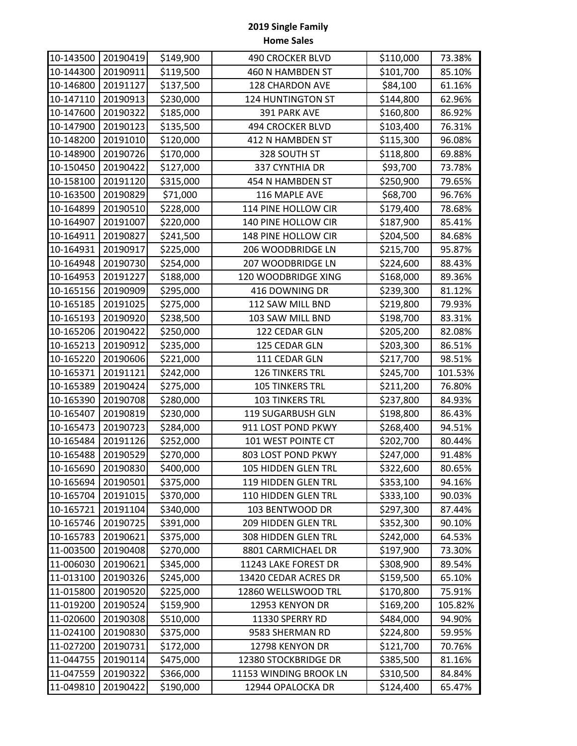# 2019 Single Family
# Home Sales

| | | | | | |
|---|---|---|---|---|---|
| 10-143500 | 20190419 | $149,900 | 490 CROCKER BLVD | $110,000 | 73.38% |
| 10-144300 | 20190911 | $119,500 | 460 N HAMBDEN ST | $101,700 | 85.10% |
| 10-146800 | 20191127 | $137,500 | 128 CHARDON AVE | $84,100 | 61.16% |
| 10-147110 | 20190913 | $230,000 | 124 HUNTINGTON ST | $144,800 | 62.96% |
| 10-147600 | 20190322 | $185,000 | 391 PARK AVE | $160,800 | 86.92% |
| 10-147900 | 20190123 | $135,500 | 494 CROCKER BLVD | $103,400 | 76.31% |
| 10-148200 | 20191010 | $120,000 | 412 N HAMBDEN ST | $115,300 | 96.08% |
| 10-148900 | 20190726 | $170,000 | 328 SOUTH ST | $118,800 | 69.88% |
| 10-150450 | 20190422 | $127,000 | 337 CYNTHIA DR | $93,700 | 73.78% |
| 10-158100 | 20191120 | $315,000 | 454 N HAMBDEN ST | $250,900 | 79.65% |
| 10-163500 | 20190829 | $71,000 | 116 MAPLE AVE | $68,700 | 96.76% |
| 10-164899 | 20190510 | $228,000 | 114 PINE HOLLOW CIR | $179,400 | 78.68% |
| 10-164907 | 20191007 | $220,000 | 140 PINE HOLLOW CIR | $187,900 | 85.41% |
| 10-164911 | 20190827 | $241,500 | 148 PINE HOLLOW CIR | $204,500 | 84.68% |
| 10-164931 | 20190917 | $225,000 | 206 WOODBRIDGE LN | $215,700 | 95.87% |
| 10-164948 | 20190730 | $254,000 | 207 WOODBRIDGE LN | $224,600 | 88.43% |
| 10-164953 | 20191227 | $188,000 | 120 WOODBRIDGE XING | $168,000 | 89.36% |
| 10-165156 | 20190909 | $295,000 | 416 DOWNING DR | $239,300 | 81.12% |
| 10-165185 | 20191025 | $275,000 | 112 SAW MILL BND | $219,800 | 79.93% |
| 10-165193 | 20190920 | $238,500 | 103 SAW MILL BND | $198,700 | 83.31% |
| 10-165206 | 20190422 | $250,000 | 122 CEDAR GLN | $205,200 | 82.08% |
| 10-165213 | 20190912 | $235,000 | 125 CEDAR GLN | $203,300 | 86.51% |
| 10-165220 | 20190606 | $221,000 | 111 CEDAR GLN | $217,700 | 98.51% |
| 10-165371 | 20191121 | $242,000 | 126 TINKERS TRL | $245,700 | 101.53% |
| 10-165389 | 20190424 | $275,000 | 105 TINKERS TRL | $211,200 | 76.80% |
| 10-165390 | 20190708 | $280,000 | 103 TINKERS TRL | $237,800 | 84.93% |
| 10-165407 | 20190819 | $230,000 | 119 SUGARBUSH GLN | $198,800 | 86.43% |
| 10-165473 | 20190723 | $284,000 | 911 LOST POND PKWY | $268,400 | 94.51% |
| 10-165484 | 20191126 | $252,000 | 101 WEST POINTE CT | $202,700 | 80.44% |
| 10-165488 | 20190529 | $270,000 | 803 LOST POND PKWY | $247,000 | 91.48% |
| 10-165690 | 20190830 | $400,000 | 105 HIDDEN GLEN TRL | $322,600 | 80.65% |
| 10-165694 | 20190501 | $375,000 | 119 HIDDEN GLEN TRL | $353,100 | 94.16% |
| 10-165704 | 20191015 | $370,000 | 110 HIDDEN GLEN TRL | $333,100 | 90.03% |
| 10-165721 | 20191104 | $340,000 | 103 BENTWOOD DR | $297,300 | 87.44% |
| 10-165746 | 20190725 | $391,000 | 209 HIDDEN GLEN TRL | $352,300 | 90.10% |
| 10-165783 | 20190621 | $375,000 | 308 HIDDEN GLEN TRL | $242,000 | 64.53% |
| 11-003500 | 20190408 | $270,000 | 8801 CARMICHAEL DR | $197,900 | 73.30% |
| 11-006030 | 20190621 | $345,000 | 11243 LAKE FOREST DR | $308,900 | 89.54% |
| 11-013100 | 20190326 | $245,000 | 13420 CEDAR ACRES DR | $159,500 | 65.10% |
| 11-015800 | 20190520 | $225,000 | 12860 WELLSWOOD TRL | $170,800 | 75.91% |
| 11-019200 | 20190524 | $159,900 | 12953 KENYON DR | $169,200 | 105.82% |
| 11-020600 | 20190308 | $510,000 | 11330 SPERRY RD | $484,000 | 94.90% |
| 11-024100 | 20190830 | $375,000 | 9583 SHERMAN RD | $224,800 | 59.95% |
| 11-027200 | 20190731 | $172,000 | 12798 KENYON DR | $121,700 | 70.76% |
| 11-044755 | 20190114 | $475,000 | 12380 STOCKBRIDGE DR | $385,500 | 81.16% |
| 11-047559 | 20190322 | $366,000 | 11153 WINDING BROOK LN | $310,500 | 84.84% |
| 11-049810 | 20190422 | $190,000 | 12944 OPALOCKA DR | $124,400 | 65.47% |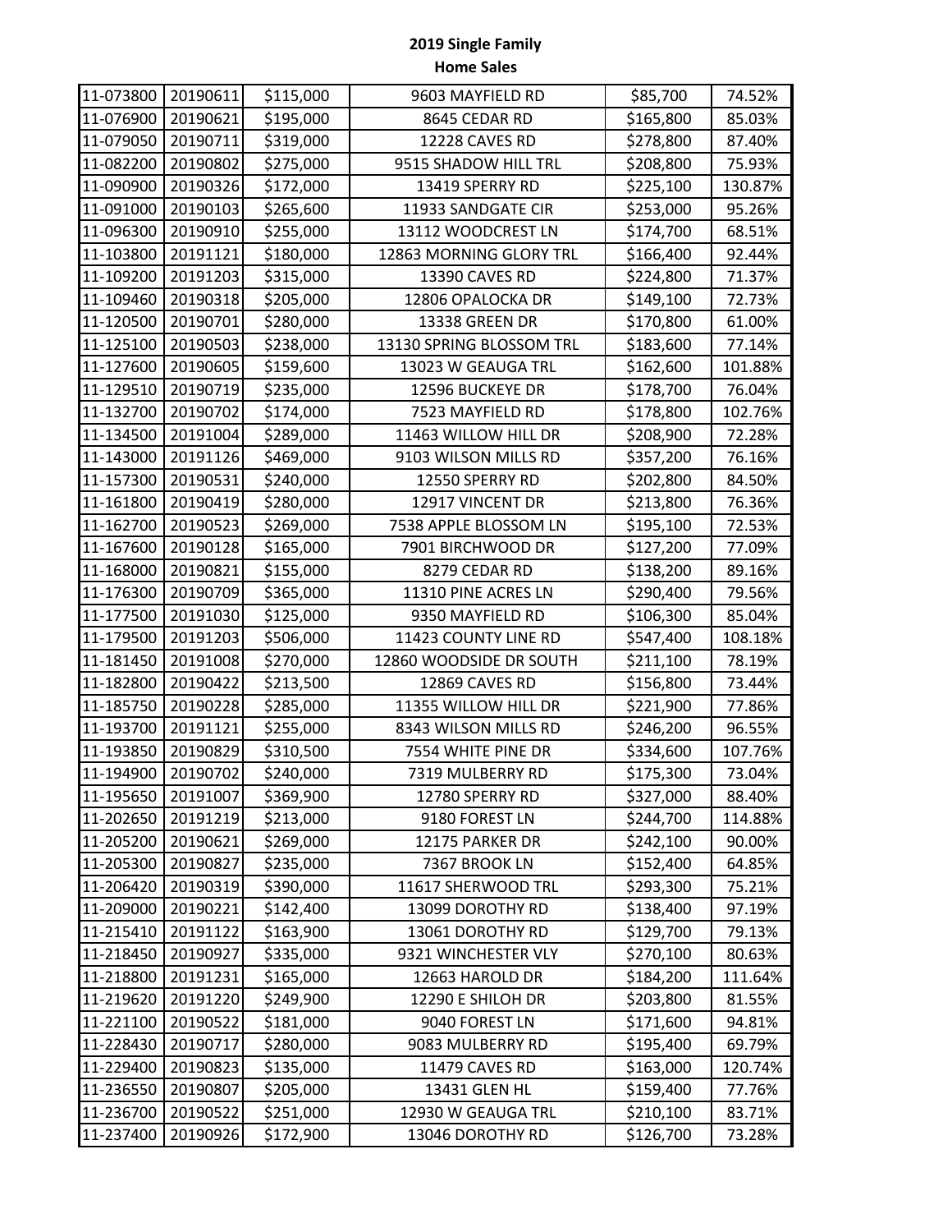**2019 Single Family**
**Home Sales**

| | | | | | |
|---|---|---|---|---|---|
| 11-073800 | 20190611 | $115,000 | 9603 MAYFIELD RD | $85,700 | 74.52% |
| 11-076900 | 20190621 | $195,000 | 8645 CEDAR RD | $165,800 | 85.03% |
| 11-079050 | 20190711 | $319,000 | 12228 CAVES RD | $278,800 | 87.40% |
| 11-082200 | 20190802 | $275,000 | 9515 SHADOW HILL TRL | $208,800 | 75.93% |
| 11-090900 | 20190326 | $172,000 | 13419 SPERRY RD | $225,100 | 130.87% |
| 11-091000 | 20190103 | $265,600 | 11933 SANDGATE CIR | $253,000 | 95.26% |
| 11-096300 | 20190910 | $255,000 | 13112 WOODCREST LN | $174,700 | 68.51% |
| 11-103800 | 20191121 | $180,000 | 12863 MORNING GLORY TRL | $166,400 | 92.44% |
| 11-109200 | 20191203 | $315,000 | 13390 CAVES RD | $224,800 | 71.37% |
| 11-109460 | 20190318 | $205,000 | 12806 OPALOCKA DR | $149,100 | 72.73% |
| 11-120500 | 20190701 | $280,000 | 13338 GREEN DR | $170,800 | 61.00% |
| 11-125100 | 20190503 | $238,000 | 13130 SPRING BLOSSOM TRL | $183,600 | 77.14% |
| 11-127600 | 20190605 | $159,600 | 13023 W GEAUGA TRL | $162,600 | 101.88% |
| 11-129510 | 20190719 | $235,000 | 12596 BUCKEYE DR | $178,700 | 76.04% |
| 11-132700 | 20190702 | $174,000 | 7523 MAYFIELD RD | $178,800 | 102.76% |
| 11-134500 | 20191004 | $289,000 | 11463 WILLOW HILL DR | $208,900 | 72.28% |
| 11-143000 | 20191126 | $469,000 | 9103 WILSON MILLS RD | $357,200 | 76.16% |
| 11-157300 | 20190531 | $240,000 | 12550 SPERRY RD | $202,800 | 84.50% |
| 11-161800 | 20190419 | $280,000 | 12917 VINCENT DR | $213,800 | 76.36% |
| 11-162700 | 20190523 | $269,000 | 7538 APPLE BLOSSOM LN | $195,100 | 72.53% |
| 11-167600 | 20190128 | $165,000 | 7901 BIRCHWOOD DR | $127,200 | 77.09% |
| 11-168000 | 20190821 | $155,000 | 8279 CEDAR RD | $138,200 | 89.16% |
| 11-176300 | 20190709 | $365,000 | 11310 PINE ACRES LN | $290,400 | 79.56% |
| 11-177500 | 20191030 | $125,000 | 9350 MAYFIELD RD | $106,300 | 85.04% |
| 11-179500 | 20191203 | $506,000 | 11423 COUNTY LINE RD | $547,400 | 108.18% |
| 11-181450 | 20191008 | $270,000 | 12860 WOODSIDE DR SOUTH | $211,100 | 78.19% |
| 11-182800 | 20190422 | $213,500 | 12869 CAVES RD | $156,800 | 73.44% |
| 11-185750 | 20190228 | $285,000 | 11355 WILLOW HILL DR | $221,900 | 77.86% |
| 11-193700 | 20191121 | $255,000 | 8343 WILSON MILLS RD | $246,200 | 96.55% |
| 11-193850 | 20190829 | $310,500 | 7554 WHITE PINE DR | $334,600 | 107.76% |
| 11-194900 | 20190702 | $240,000 | 7319 MULBERRY RD | $175,300 | 73.04% |
| 11-195650 | 20191007 | $369,900 | 12780 SPERRY RD | $327,000 | 88.40% |
| 11-202650 | 20191219 | $213,000 | 9180 FOREST LN | $244,700 | 114.88% |
| 11-205200 | 20190621 | $269,000 | 12175 PARKER DR | $242,100 | 90.00% |
| 11-205300 | 20190827 | $235,000 | 7367 BROOK LN | $152,400 | 64.85% |
| 11-206420 | 20190319 | $390,000 | 11617 SHERWOOD TRL | $293,300 | 75.21% |
| 11-209000 | 20190221 | $142,400 | 13099 DOROTHY RD | $138,400 | 97.19% |
| 11-215410 | 20191122 | $163,900 | 13061 DOROTHY RD | $129,700 | 79.13% |
| 11-218450 | 20190927 | $335,000 | 9321 WINCHESTER VLY | $270,100 | 80.63% |
| 11-218800 | 20191231 | $165,000 | 12663 HAROLD DR | $184,200 | 111.64% |
| 11-219620 | 20191220 | $249,900 | 12290 E SHILOH DR | $203,800 | 81.55% |
| 11-221100 | 20190522 | $181,000 | 9040 FOREST LN | $171,600 | 94.81% |
| 11-228430 | 20190717 | $280,000 | 9083 MULBERRY RD | $195,400 | 69.79% |
| 11-229400 | 20190823 | $135,000 | 11479 CAVES RD | $163,000 | 120.74% |
| 11-236550 | 20190807 | $205,000 | 13431 GLEN HL | $159,400 | 77.76% |
| 11-236700 | 20190522 | $251,000 | 12930 W GEAUGA TRL | $210,100 | 83.71% |
| 11-237400 | 20190926 | $172,900 | 13046 DOROTHY RD | $126,700 | 73.28% |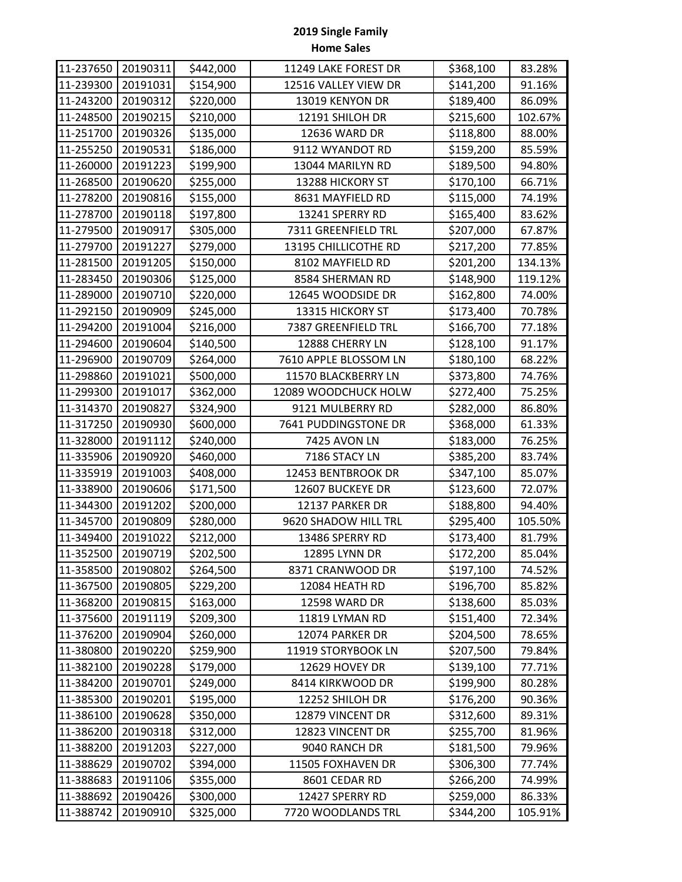**2019 Single Family**
**Home Sales**

| | | | | | |
|---|---|---|---|---|---|
| 11-237650 | 20190311 | $442,000 | 11249 LAKE FOREST DR | $368,100 | 83.28% |
| 11-239300 | 20191031 | $154,900 | 12516 VALLEY VIEW DR | $141,200 | 91.16% |
| 11-243200 | 20190312 | $220,000 | 13019 KENYON DR | $189,400 | 86.09% |
| 11-248500 | 20190215 | $210,000 | 12191 SHILOH DR | $215,600 | 102.67% |
| 11-251700 | 20190326 | $135,000 | 12636 WARD DR | $118,800 | 88.00% |
| 11-255250 | 20190531 | $186,000 | 9112 WYANDOT RD | $159,200 | 85.59% |
| 11-260000 | 20191223 | $199,900 | 13044 MARILYN RD | $189,500 | 94.80% |
| 11-268500 | 20190620 | $255,000 | 13288 HICKORY ST | $170,100 | 66.71% |
| 11-278200 | 20190816 | $155,000 | 8631 MAYFIELD RD | $115,000 | 74.19% |
| 11-278700 | 20190118 | $197,800 | 13241 SPERRY RD | $165,400 | 83.62% |
| 11-279500 | 20190917 | $305,000 | 7311 GREENFIELD TRL | $207,000 | 67.87% |
| 11-279700 | 20191227 | $279,000 | 13195 CHILLICOTHE RD | $217,200 | 77.85% |
| 11-281500 | 20191205 | $150,000 | 8102 MAYFIELD RD | $201,200 | 134.13% |
| 11-283450 | 20190306 | $125,000 | 8584 SHERMAN RD | $148,900 | 119.12% |
| 11-289000 | 20190710 | $220,000 | 12645 WOODSIDE DR | $162,800 | 74.00% |
| 11-292150 | 20190909 | $245,000 | 13315 HICKORY ST | $173,400 | 70.78% |
| 11-294200 | 20191004 | $216,000 | 7387 GREENFIELD TRL | $166,700 | 77.18% |
| 11-294600 | 20190604 | $140,500 | 12888 CHERRY LN | $128,100 | 91.17% |
| 11-296900 | 20190709 | $264,000 | 7610 APPLE BLOSSOM LN | $180,100 | 68.22% |
| 11-298860 | 20191021 | $500,000 | 11570 BLACKBERRY LN | $373,800 | 74.76% |
| 11-299300 | 20191017 | $362,000 | 12089 WOODCHUCK HOLW | $272,400 | 75.25% |
| 11-314370 | 20190827 | $324,900 | 9121 MULBERRY RD | $282,000 | 86.80% |
| 11-317250 | 20190930 | $600,000 | 7641 PUDDINGSTONE DR | $368,000 | 61.33% |
| 11-328000 | 20191112 | $240,000 | 7425 AVON LN | $183,000 | 76.25% |
| 11-335906 | 20190920 | $460,000 | 7186 STACY LN | $385,200 | 83.74% |
| 11-335919 | 20191003 | $408,000 | 12453 BENTBROOK DR | $347,100 | 85.07% |
| 11-338900 | 20190606 | $171,500 | 12607 BUCKEYE DR | $123,600 | 72.07% |
| 11-344300 | 20191202 | $200,000 | 12137 PARKER DR | $188,800 | 94.40% |
| 11-345700 | 20190809 | $280,000 | 9620 SHADOW HILL TRL | $295,400 | 105.50% |
| 11-349400 | 20191022 | $212,000 | 13486 SPERRY RD | $173,400 | 81.79% |
| 11-352500 | 20190719 | $202,500 | 12895 LYNN DR | $172,200 | 85.04% |
| 11-358500 | 20190802 | $264,500 | 8371 CRANWOOD DR | $197,100 | 74.52% |
| 11-367500 | 20190805 | $229,200 | 12084 HEATH RD | $196,700 | 85.82% |
| 11-368200 | 20190815 | $163,000 | 12598 WARD DR | $138,600 | 85.03% |
| 11-375600 | 20191119 | $209,300 | 11819 LYMAN RD | $151,400 | 72.34% |
| 11-376200 | 20190904 | $260,000 | 12074 PARKER DR | $204,500 | 78.65% |
| 11-380800 | 20190220 | $259,900 | 11919 STORYBOOK LN | $207,500 | 79.84% |
| 11-382100 | 20190228 | $179,000 | 12629 HOVEY DR | $139,100 | 77.71% |
| 11-384200 | 20190701 | $249,000 | 8414 KIRKWOOD DR | $199,900 | 80.28% |
| 11-385300 | 20190201 | $195,000 | 12252 SHILOH DR | $176,200 | 90.36% |
| 11-386100 | 20190628 | $350,000 | 12879 VINCENT DR | $312,600 | 89.31% |
| 11-386200 | 20190318 | $312,000 | 12823 VINCENT DR | $255,700 | 81.96% |
| 11-388200 | 20191203 | $227,000 | 9040 RANCH DR | $181,500 | 79.96% |
| 11-388629 | 20190702 | $394,000 | 11505 FOXHAVEN DR | $306,300 | 77.74% |
| 11-388683 | 20191106 | $355,000 | 8601 CEDAR RD | $266,200 | 74.99% |
| 11-388692 | 20190426 | $300,000 | 12427 SPERRY RD | $259,000 | 86.33% |
| 11-388742 | 20190910 | $325,000 | 7720 WOODLANDS TRL | $344,200 | 105.91% |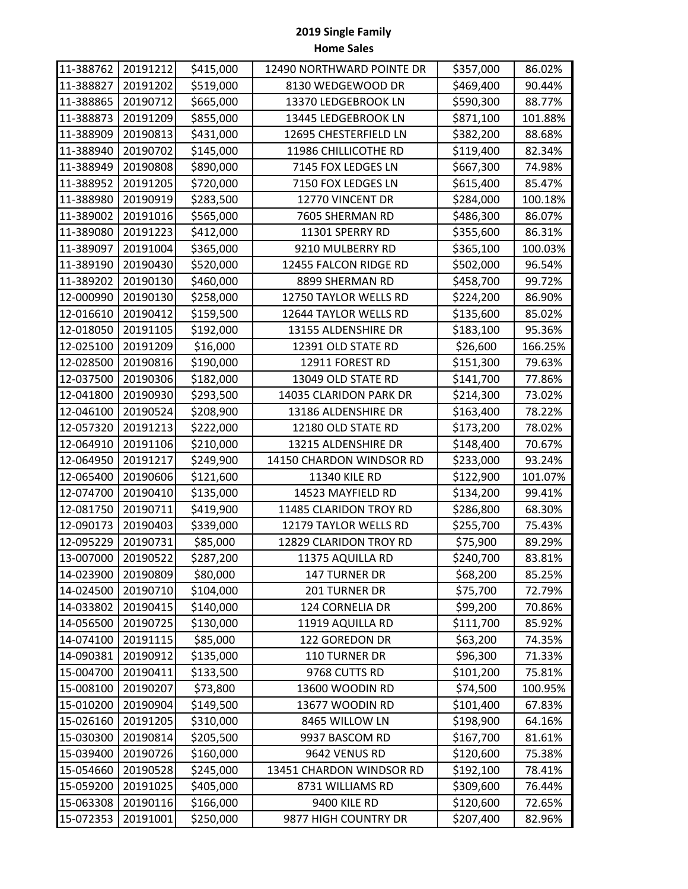# 2019 Single Family
## Home Sales

| | | | | | |
|---|---|---|---|---|---|
| 11-388762 | 20191212 | $415,000 | 12490 NORTHWARD POINTE DR | $357,000 | 86.02% |
| 11-388827 | 20191202 | $519,000 | 8130 WEDGEWOOD DR | $469,400 | 90.44% |
| 11-388865 | 20190712 | $665,000 | 13370 LEDGEBROOK LN | $590,300 | 88.77% |
| 11-388873 | 20191209 | $855,000 | 13445 LEDGEBROOK LN | $871,100 | 101.88% |
| 11-388909 | 20190813 | $431,000 | 12695 CHESTERFIELD LN | $382,200 | 88.68% |
| 11-388940 | 20190702 | $145,000 | 11986 CHILLICOTHE RD | $119,400 | 82.34% |
| 11-388949 | 20190808 | $890,000 | 7145 FOX LEDGES LN | $667,300 | 74.98% |
| 11-388952 | 20191205 | $720,000 | 7150 FOX LEDGES LN | $615,400 | 85.47% |
| 11-388980 | 20190919 | $283,500 | 12770 VINCENT DR | $284,000 | 100.18% |
| 11-389002 | 20191016 | $565,000 | 7605 SHERMAN RD | $486,300 | 86.07% |
| 11-389080 | 20191223 | $412,000 | 11301 SPERRY RD | $355,600 | 86.31% |
| 11-389097 | 20191004 | $365,000 | 9210 MULBERRY RD | $365,100 | 100.03% |
| 11-389190 | 20190430 | $520,000 | 12455 FALCON RIDGE RD | $502,000 | 96.54% |
| 11-389202 | 20190130 | $460,000 | 8899 SHERMAN RD | $458,700 | 99.72% |
| 12-000990 | 20190130 | $258,000 | 12750 TAYLOR WELLS RD | $224,200 | 86.90% |
| 12-016610 | 20190412 | $159,500 | 12644 TAYLOR WELLS RD | $135,600 | 85.02% |
| 12-018050 | 20191105 | $192,000 | 13155 ALDENSHIRE DR | $183,100 | 95.36% |
| 12-025100 | 20191209 | $16,000 | 12391 OLD STATE RD | $26,600 | 166.25% |
| 12-028500 | 20190816 | $190,000 | 12911 FOREST RD | $151,300 | 79.63% |
| 12-037500 | 20190306 | $182,000 | 13049 OLD STATE RD | $141,700 | 77.86% |
| 12-041800 | 20190930 | $293,500 | 14035 CLARIDON PARK DR | $214,300 | 73.02% |
| 12-046100 | 20190524 | $208,900 | 13186 ALDENSHIRE DR | $163,400 | 78.22% |
| 12-057320 | 20191213 | $222,000 | 12180 OLD STATE RD | $173,200 | 78.02% |
| 12-064910 | 20191106 | $210,000 | 13215 ALDENSHIRE DR | $148,400 | 70.67% |
| 12-064950 | 20191217 | $249,900 | 14150 CHARDON WINDSOR RD | $233,000 | 93.24% |
| 12-065400 | 20190606 | $121,600 | 11340 KILE RD | $122,900 | 101.07% |
| 12-074700 | 20190410 | $135,000 | 14523 MAYFIELD RD | $134,200 | 99.41% |
| 12-081750 | 20190711 | $419,900 | 11485 CLARIDON TROY RD | $286,800 | 68.30% |
| 12-090173 | 20190403 | $339,000 | 12179 TAYLOR WELLS RD | $255,700 | 75.43% |
| 12-095229 | 20190731 | $85,000 | 12829 CLARIDON TROY RD | $75,900 | 89.29% |
| 13-007000 | 20190522 | $287,200 | 11375 AQUILLA RD | $240,700 | 83.81% |
| 14-023900 | 20190809 | $80,000 | 147 TURNER DR | $68,200 | 85.25% |
| 14-024500 | 20190710 | $104,000 | 201 TURNER DR | $75,700 | 72.79% |
| 14-033802 | 20190415 | $140,000 | 124 CORNELIA DR | $99,200 | 70.86% |
| 14-056500 | 20190725 | $130,000 | 11919 AQUILLA RD | $111,700 | 85.92% |
| 14-074100 | 20191115 | $85,000 | 122 GOREDON DR | $63,200 | 74.35% |
| 14-090381 | 20190912 | $135,000 | 110 TURNER DR | $96,300 | 71.33% |
| 15-004700 | 20190411 | $133,500 | 9768 CUTTS RD | $101,200 | 75.81% |
| 15-008100 | 20190207 | $73,800 | 13600 WOODIN RD | $74,500 | 100.95% |
| 15-010200 | 20190904 | $149,500 | 13677 WOODIN RD | $101,400 | 67.83% |
| 15-026160 | 20191205 | $310,000 | 8465 WILLOW LN | $198,900 | 64.16% |
| 15-030300 | 20190814 | $205,500 | 9937 BASCOM RD | $167,700 | 81.61% |
| 15-039400 | 20190726 | $160,000 | 9642 VENUS RD | $120,600 | 75.38% |
| 15-054660 | 20190528 | $245,000 | 13451 CHARDON WINDSOR RD | $192,100 | 78.41% |
| 15-059200 | 20191025 | $405,000 | 8731 WILLIAMS RD | $309,600 | 76.44% |
| 15-063308 | 20190116 | $166,000 | 9400 KILE RD | $120,600 | 72.65% |
| 15-072353 | 20191001 | $250,000 | 9877 HIGH COUNTRY DR | $207,400 | 82.96% |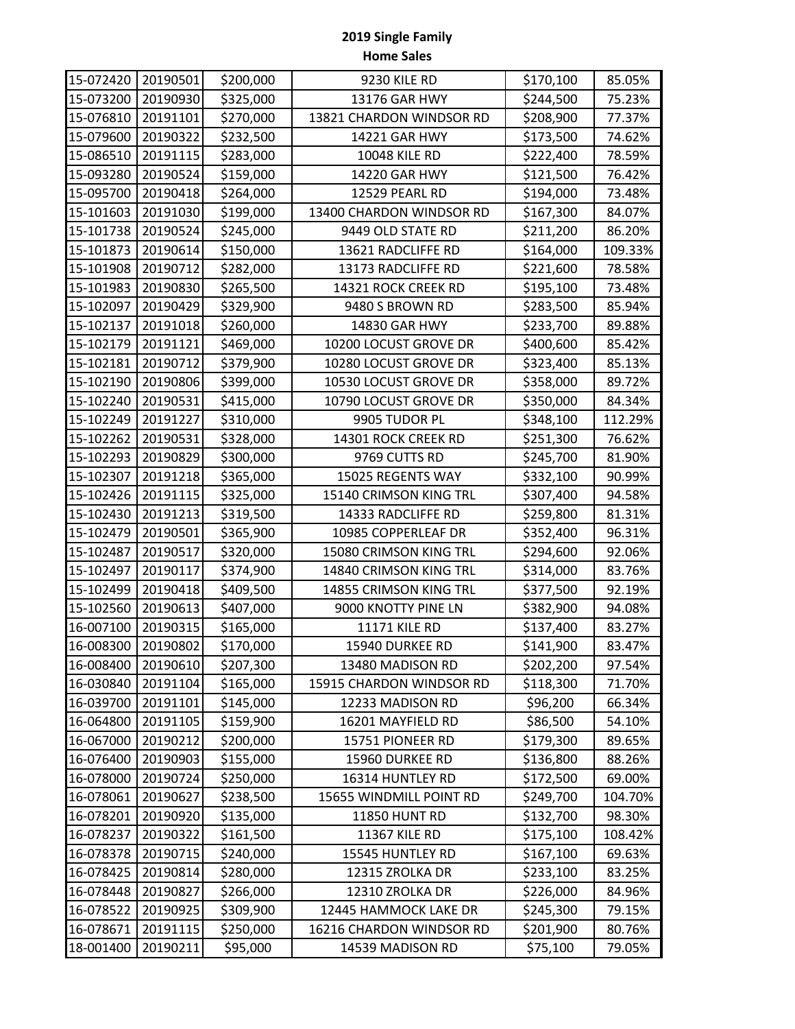**2019 Single Family**
**Home Sales**

| | | | | | |
|---|---|---|---|---|---|
| 15-072420 | 20190501 | $200,000 | 9230 KILE RD | $170,100 | 85.05% |
| 15-073200 | 20190930 | $325,000 | 13176 GAR HWY | $244,500 | 75.23% |
| 15-076810 | 20191101 | $270,000 | 13821 CHARDON WINDSOR RD | $208,900 | 77.37% |
| 15-079600 | 20190322 | $232,500 | 14221 GAR HWY | $173,500 | 74.62% |
| 15-086510 | 20191115 | $283,000 | 10048 KILE RD | $222,400 | 78.59% |
| 15-093280 | 20190524 | $159,000 | 14220 GAR HWY | $121,500 | 76.42% |
| 15-095700 | 20190418 | $264,000 | 12529 PEARL RD | $194,000 | 73.48% |
| 15-101603 | 20191030 | $199,000 | 13400 CHARDON WINDSOR RD | $167,300 | 84.07% |
| 15-101738 | 20190524 | $245,000 | 9449 OLD STATE RD | $211,200 | 86.20% |
| 15-101873 | 20190614 | $150,000 | 13621 RADCLIFFE RD | $164,000 | 109.33% |
| 15-101908 | 20190712 | $282,000 | 13173 RADCLIFFE RD | $221,600 | 78.58% |
| 15-101983 | 20190830 | $265,500 | 14321 ROCK CREEK RD | $195,100 | 73.48% |
| 15-102097 | 20190429 | $329,900 | 9480 S BROWN RD | $283,500 | 85.94% |
| 15-102137 | 20191018 | $260,000 | 14830 GAR HWY | $233,700 | 89.88% |
| 15-102179 | 20191121 | $469,000 | 10200 LOCUST GROVE DR | $400,600 | 85.42% |
| 15-102181 | 20190712 | $379,900 | 10280 LOCUST GROVE DR | $323,400 | 85.13% |
| 15-102190 | 20190806 | $399,000 | 10530 LOCUST GROVE DR | $358,000 | 89.72% |
| 15-102240 | 20190531 | $415,000 | 10790 LOCUST GROVE DR | $350,000 | 84.34% |
| 15-102249 | 20191227 | $310,000 | 9905 TUDOR PL | $348,100 | 112.29% |
| 15-102262 | 20190531 | $328,000 | 14301 ROCK CREEK RD | $251,300 | 76.62% |
| 15-102293 | 20190829 | $300,000 | 9769 CUTTS RD | $245,700 | 81.90% |
| 15-102307 | 20191218 | $365,000 | 15025 REGENTS WAY | $332,100 | 90.99% |
| 15-102426 | 20191115 | $325,000 | 15140 CRIMSON KING TRL | $307,400 | 94.58% |
| 15-102430 | 20191213 | $319,500 | 14333 RADCLIFFE RD | $259,800 | 81.31% |
| 15-102479 | 20190501 | $365,900 | 10985 COPPERLEAF DR | $352,400 | 96.31% |
| 15-102487 | 20190517 | $320,000 | 15080 CRIMSON KING TRL | $294,600 | 92.06% |
| 15-102497 | 20190117 | $374,900 | 14840 CRIMSON KING TRL | $314,000 | 83.76% |
| 15-102499 | 20190418 | $409,500 | 14855 CRIMSON KING TRL | $377,500 | 92.19% |
| 15-102560 | 20190613 | $407,000 | 9000 KNOTTY PINE LN | $382,900 | 94.08% |
| 16-007100 | 20190315 | $165,000 | 11171 KILE RD | $137,400 | 83.27% |
| 16-008300 | 20190802 | $170,000 | 15940 DURKEE RD | $141,900 | 83.47% |
| 16-008400 | 20190610 | $207,300 | 13480 MADISON RD | $202,200 | 97.54% |
| 16-030840 | 20191104 | $165,000 | 15915 CHARDON WINDSOR RD | $118,300 | 71.70% |
| 16-039700 | 20191101 | $145,000 | 12233 MADISON RD | $96,200 | 66.34% |
| 16-064800 | 20191105 | $159,900 | 16201 MAYFIELD RD | $86,500 | 54.10% |
| 16-067000 | 20190212 | $200,000 | 15751 PIONEER RD | $179,300 | 89.65% |
| 16-076400 | 20190903 | $155,000 | 15960 DURKEE RD | $136,800 | 88.26% |
| 16-078000 | 20190724 | $250,000 | 16314 HUNTLEY RD | $172,500 | 69.00% |
| 16-078061 | 20190627 | $238,500 | 15655 WINDMILL POINT RD | $249,700 | 104.70% |
| 16-078201 | 20190920 | $135,000 | 11850 HUNT RD | $132,700 | 98.30% |
| 16-078237 | 20190322 | $161,500 | 11367 KILE RD | $175,100 | 108.42% |
| 16-078378 | 20190715 | $240,000 | 15545 HUNTLEY RD | $167,100 | 69.63% |
| 16-078425 | 20190814 | $280,000 | 12315 ZROLKA DR | $233,100 | 83.25% |
| 16-078448 | 20190827 | $266,000 | 12310 ZROLKA DR | $226,000 | 84.96% |
| 16-078522 | 20190925 | $309,900 | 12445 HAMMOCK LAKE DR | $245,300 | 79.15% |
| 16-078671 | 20191115 | $250,000 | 16216 CHARDON WINDSOR RD | $201,900 | 80.76% |
| 18-001400 | 20190211 | $95,000 | 14539 MADISON RD | $75,100 | 79.05% |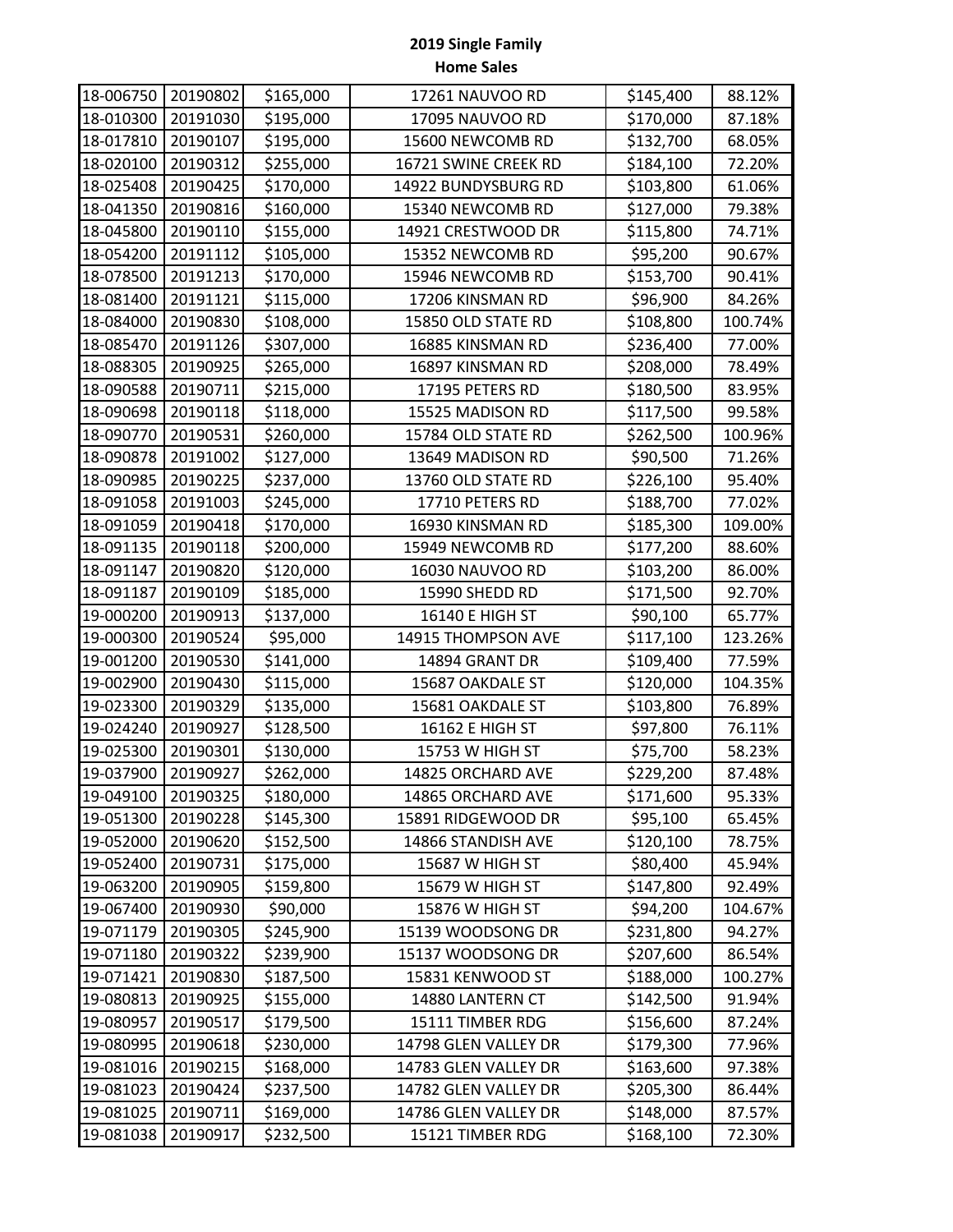# 2019 Single Family Home Sales

| | | | | | |
|---|---|---|---|---|---|
| 18-006750 | 20190802 | $165,000 | 17261 NAUVOO RD | $145,400 | 88.12% |
| 18-010300 | 20191030 | $195,000 | 17095 NAUVOO RD | $170,000 | 87.18% |
| 18-017810 | 20190107 | $195,000 | 15600 NEWCOMB RD | $132,700 | 68.05% |
| 18-020100 | 20190312 | $255,000 | 16721 SWINE CREEK RD | $184,100 | 72.20% |
| 18-025408 | 20190425 | $170,000 | 14922 BUNDYSBURG RD | $103,800 | 61.06% |
| 18-041350 | 20190816 | $160,000 | 15340 NEWCOMB RD | $127,000 | 79.38% |
| 18-045800 | 20190110 | $155,000 | 14921 CRESTWOOD DR | $115,800 | 74.71% |
| 18-054200 | 20191112 | $105,000 | 15352 NEWCOMB RD | $95,200 | 90.67% |
| 18-078500 | 20191213 | $170,000 | 15946 NEWCOMB RD | $153,700 | 90.41% |
| 18-081400 | 20191121 | $115,000 | 17206 KINSMAN RD | $96,900 | 84.26% |
| 18-084000 | 20190830 | $108,000 | 15850 OLD STATE RD | $108,800 | 100.74% |
| 18-085470 | 20191126 | $307,000 | 16885 KINSMAN RD | $236,400 | 77.00% |
| 18-088305 | 20190925 | $265,000 | 16897 KINSMAN RD | $208,000 | 78.49% |
| 18-090588 | 20190711 | $215,000 | 17195 PETERS RD | $180,500 | 83.95% |
| 18-090698 | 20190118 | $118,000 | 15525 MADISON RD | $117,500 | 99.58% |
| 18-090770 | 20190531 | $260,000 | 15784 OLD STATE RD | $262,500 | 100.96% |
| 18-090878 | 20191002 | $127,000 | 13649 MADISON RD | $90,500 | 71.26% |
| 18-090985 | 20190225 | $237,000 | 13760 OLD STATE RD | $226,100 | 95.40% |
| 18-091058 | 20191003 | $245,000 | 17710 PETERS RD | $188,700 | 77.02% |
| 18-091059 | 20190418 | $170,000 | 16930 KINSMAN RD | $185,300 | 109.00% |
| 18-091135 | 20190118 | $200,000 | 15949 NEWCOMB RD | $177,200 | 88.60% |
| 18-091147 | 20190820 | $120,000 | 16030 NAUVOO RD | $103,200 | 86.00% |
| 18-091187 | 20190109 | $185,000 | 15990 SHEDD RD | $171,500 | 92.70% |
| 19-000200 | 20190913 | $137,000 | 16140 E HIGH ST | $90,100 | 65.77% |
| 19-000300 | 20190524 | $95,000 | 14915 THOMPSON AVE | $117,100 | 123.26% |
| 19-001200 | 20190530 | $141,000 | 14894 GRANT DR | $109,400 | 77.59% |
| 19-002900 | 20190430 | $115,000 | 15687 OAKDALE ST | $120,000 | 104.35% |
| 19-023300 | 20190329 | $135,000 | 15681 OAKDALE ST | $103,800 | 76.89% |
| 19-024240 | 20190927 | $128,500 | 16162 E HIGH ST | $97,800 | 76.11% |
| 19-025300 | 20190301 | $130,000 | 15753 W HIGH ST | $75,700 | 58.23% |
| 19-037900 | 20190927 | $262,000 | 14825 ORCHARD AVE | $229,200 | 87.48% |
| 19-049100 | 20190325 | $180,000 | 14865 ORCHARD AVE | $171,600 | 95.33% |
| 19-051300 | 20190228 | $145,300 | 15891 RIDGEWOOD DR | $95,100 | 65.45% |
| 19-052000 | 20190620 | $152,500 | 14866 STANDISH AVE | $120,100 | 78.75% |
| 19-052400 | 20190731 | $175,000 | 15687 W HIGH ST | $80,400 | 45.94% |
| 19-063200 | 20190905 | $159,800 | 15679 W HIGH ST | $147,800 | 92.49% |
| 19-067400 | 20190930 | $90,000 | 15876 W HIGH ST | $94,200 | 104.67% |
| 19-071179 | 20190305 | $245,900 | 15139 WOODSONG DR | $231,800 | 94.27% |
| 19-071180 | 20190322 | $239,900 | 15137 WOODSONG DR | $207,600 | 86.54% |
| 19-071421 | 20190830 | $187,500 | 15831 KENWOOD ST | $188,000 | 100.27% |
| 19-080813 | 20190925 | $155,000 | 14880 LANTERN CT | $142,500 | 91.94% |
| 19-080957 | 20190517 | $179,500 | 15111 TIMBER RDG | $156,600 | 87.24% |
| 19-080995 | 20190618 | $230,000 | 14798 GLEN VALLEY DR | $179,300 | 77.96% |
| 19-081016 | 20190215 | $168,000 | 14783 GLEN VALLEY DR | $163,600 | 97.38% |
| 19-081023 | 20190424 | $237,500 | 14782 GLEN VALLEY DR | $205,300 | 86.44% |
| 19-081025 | 20190711 | $169,000 | 14786 GLEN VALLEY DR | $148,000 | 87.57% |
| 19-081038 | 20190917 | $232,500 | 15121 TIMBER RDG | $168,100 | 72.30% |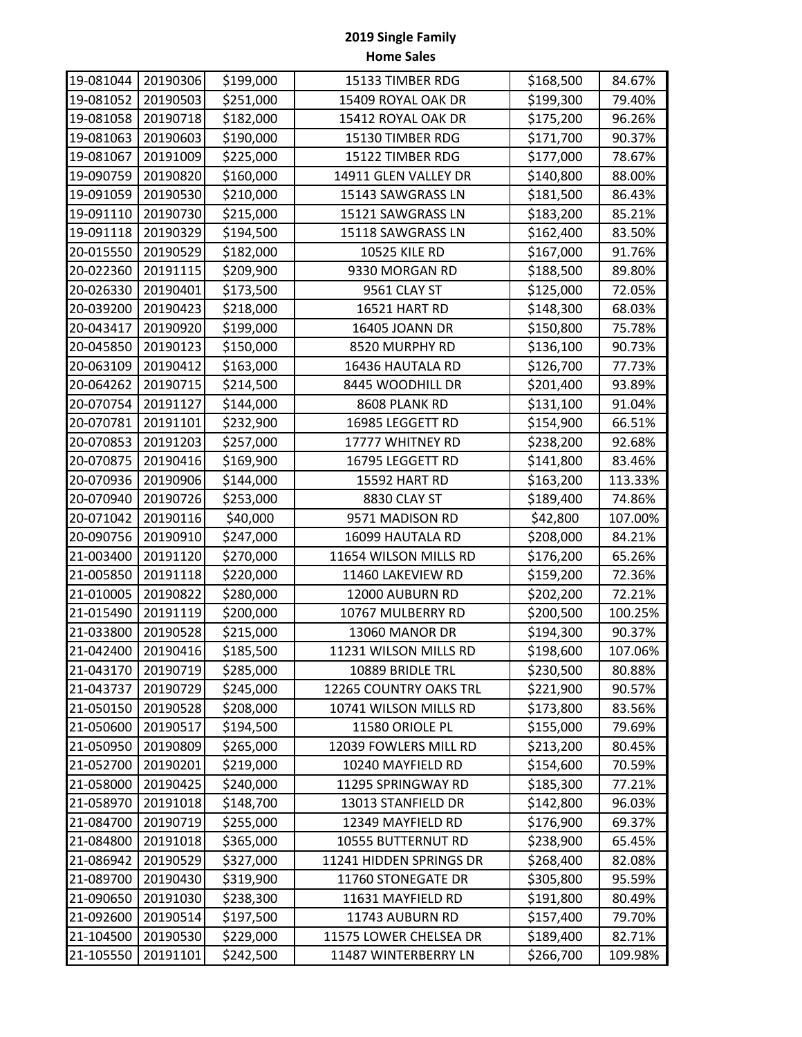# 2019 Single Family Home Sales

| | | | | | |
|---|---|---|---|---|---|
| 19-081044 | 20190306 | $199,000 | 15133 TIMBER RDG | $168,500 | 84.67% |
| 19-081052 | 20190503 | $251,000 | 15409 ROYAL OAK DR | $199,300 | 79.40% |
| 19-081058 | 20190718 | $182,000 | 15412 ROYAL OAK DR | $175,200 | 96.26% |
| 19-081063 | 20190603 | $190,000 | 15130 TIMBER RDG | $171,700 | 90.37% |
| 19-081067 | 20191009 | $225,000 | 15122 TIMBER RDG | $177,000 | 78.67% |
| 19-090759 | 20190820 | $160,000 | 14911 GLEN VALLEY DR | $140,800 | 88.00% |
| 19-091059 | 20190530 | $210,000 | 15143 SAWGRASS LN | $181,500 | 86.43% |
| 19-091110 | 20190730 | $215,000 | 15121 SAWGRASS LN | $183,200 | 85.21% |
| 19-091118 | 20190329 | $194,500 | 15118 SAWGRASS LN | $162,400 | 83.50% |
| 20-015550 | 20190529 | $182,000 | 10525 KILE RD | $167,000 | 91.76% |
| 20-022360 | 20191115 | $209,900 | 9330 MORGAN RD | $188,500 | 89.80% |
| 20-026330 | 20190401 | $173,500 | 9561 CLAY ST | $125,000 | 72.05% |
| 20-039200 | 20190423 | $218,000 | 16521 HART RD | $148,300 | 68.03% |
| 20-043417 | 20190920 | $199,000 | 16405 JOANN DR | $150,800 | 75.78% |
| 20-045850 | 20190123 | $150,000 | 8520 MURPHY RD | $136,100 | 90.73% |
| 20-063109 | 20190412 | $163,000 | 16436 HAUTALA RD | $126,700 | 77.73% |
| 20-064262 | 20190715 | $214,500 | 8445 WOODHILL DR | $201,400 | 93.89% |
| 20-070754 | 20191127 | $144,000 | 8608 PLANK RD | $131,100 | 91.04% |
| 20-070781 | 20191101 | $232,900 | 16985 LEGGETT RD | $154,900 | 66.51% |
| 20-070853 | 20191203 | $257,000 | 17777 WHITNEY RD | $238,200 | 92.68% |
| 20-070875 | 20190416 | $169,900 | 16795 LEGGETT RD | $141,800 | 83.46% |
| 20-070936 | 20190906 | $144,000 | 15592 HART RD | $163,200 | 113.33% |
| 20-070940 | 20190726 | $253,000 | 8830 CLAY ST | $189,400 | 74.86% |
| 20-071042 | 20190116 | $40,000 | 9571 MADISON RD | $42,800 | 107.00% |
| 20-090756 | 20190910 | $247,000 | 16099 HAUTALA RD | $208,000 | 84.21% |
| 21-003400 | 20191120 | $270,000 | 11654 WILSON MILLS RD | $176,200 | 65.26% |
| 21-005850 | 20191118 | $220,000 | 11460 LAKEVIEW RD | $159,200 | 72.36% |
| 21-010005 | 20190822 | $280,000 | 12000 AUBURN RD | $202,200 | 72.21% |
| 21-015490 | 20191119 | $200,000 | 10767 MULBERRY RD | $200,500 | 100.25% |
| 21-033800 | 20190528 | $215,000 | 13060 MANOR DR | $194,300 | 90.37% |
| 21-042400 | 20190416 | $185,500 | 11231 WILSON MILLS RD | $198,600 | 107.06% |
| 21-043170 | 20190719 | $285,000 | 10889 BRIDLE TRL | $230,500 | 80.88% |
| 21-043737 | 20190729 | $245,000 | 12265 COUNTRY OAKS TRL | $221,900 | 90.57% |
| 21-050150 | 20190528 | $208,000 | 10741 WILSON MILLS RD | $173,800 | 83.56% |
| 21-050600 | 20190517 | $194,500 | 11580 ORIOLE PL | $155,000 | 79.69% |
| 21-050950 | 20190809 | $265,000 | 12039 FOWLERS MILL RD | $213,200 | 80.45% |
| 21-052700 | 20190201 | $219,000 | 10240 MAYFIELD RD | $154,600 | 70.59% |
| 21-058000 | 20190425 | $240,000 | 11295 SPRINGWAY RD | $185,300 | 77.21% |
| 21-058970 | 20191018 | $148,700 | 13013 STANFIELD DR | $142,800 | 96.03% |
| 21-084700 | 20190719 | $255,000 | 12349 MAYFIELD RD | $176,900 | 69.37% |
| 21-084800 | 20191018 | $365,000 | 10555 BUTTERNUT RD | $238,900 | 65.45% |
| 21-086942 | 20190529 | $327,000 | 11241 HIDDEN SPRINGS DR | $268,400 | 82.08% |
| 21-089700 | 20190430 | $319,900 | 11760 STONEGATE DR | $305,800 | 95.59% |
| 21-090650 | 20191030 | $238,300 | 11631 MAYFIELD RD | $191,800 | 80.49% |
| 21-092600 | 20190514 | $197,500 | 11743 AUBURN RD | $157,400 | 79.70% |
| 21-104500 | 20190530 | $229,000 | 11575 LOWER CHELSEA DR | $189,400 | 82.71% |
| 21-105550 | 20191101 | $242,500 | 11487 WINTERBERRY LN | $266,700 | 109.98% |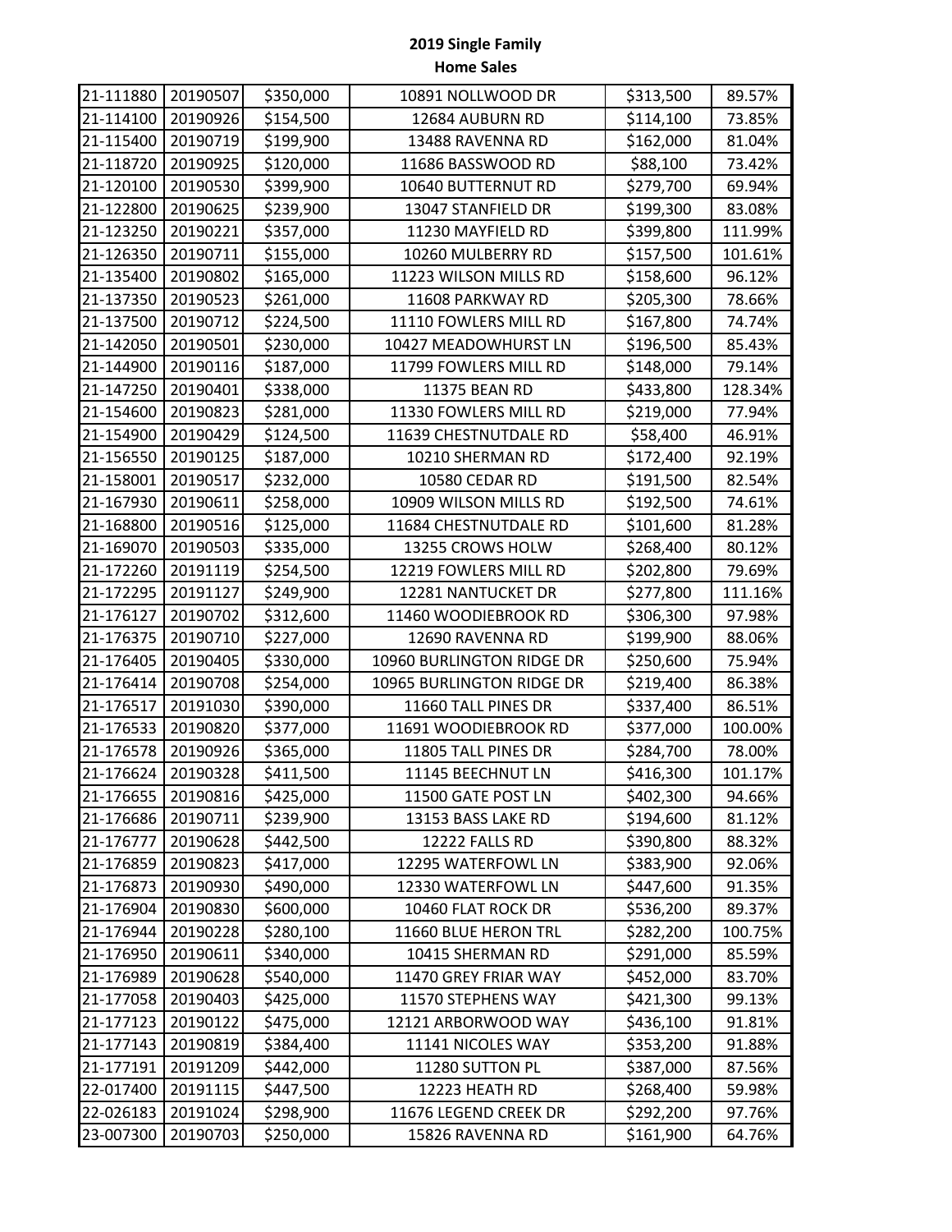# 2019 Single Family Home Sales

| | | | | | |
|---|---|---|---|---|---|
| 21-111880 | 20190507 | $350,000 | 10891 NOLLWOOD DR | $313,500 | 89.57% |
| 21-114100 | 20190926 | $154,500 | 12684 AUBURN RD | $114,100 | 73.85% |
| 21-115400 | 20190719 | $199,900 | 13488 RAVENNA RD | $162,000 | 81.04% |
| 21-118720 | 20190925 | $120,000 | 11686 BASSWOOD RD | $88,100 | 73.42% |
| 21-120100 | 20190530 | $399,900 | 10640 BUTTERNUT RD | $279,700 | 69.94% |
| 21-122800 | 20190625 | $239,900 | 13047 STANFIELD DR | $199,300 | 83.08% |
| 21-123250 | 20190221 | $357,000 | 11230 MAYFIELD RD | $399,800 | 111.99% |
| 21-126350 | 20190711 | $155,000 | 10260 MULBERRY RD | $157,500 | 101.61% |
| 21-135400 | 20190802 | $165,000 | 11223 WILSON MILLS RD | $158,600 | 96.12% |
| 21-137350 | 20190523 | $261,000 | 11608 PARKWAY RD | $205,300 | 78.66% |
| 21-137500 | 20190712 | $224,500 | 11110 FOWLERS MILL RD | $167,800 | 74.74% |
| 21-142050 | 20190501 | $230,000 | 10427 MEADOWHURST LN | $196,500 | 85.43% |
| 21-144900 | 20190116 | $187,000 | 11799 FOWLERS MILL RD | $148,000 | 79.14% |
| 21-147250 | 20190401 | $338,000 | 11375 BEAN RD | $433,800 | 128.34% |
| 21-154600 | 20190823 | $281,000 | 11330 FOWLERS MILL RD | $219,000 | 77.94% |
| 21-154900 | 20190429 | $124,500 | 11639 CHESTNUTDALE RD | $58,400 | 46.91% |
| 21-156550 | 20190125 | $187,000 | 10210 SHERMAN RD | $172,400 | 92.19% |
| 21-158001 | 20190517 | $232,000 | 10580 CEDAR RD | $191,500 | 82.54% |
| 21-167930 | 20190611 | $258,000 | 10909 WILSON MILLS RD | $192,500 | 74.61% |
| 21-168800 | 20190516 | $125,000 | 11684 CHESTNUTDALE RD | $101,600 | 81.28% |
| 21-169070 | 20190503 | $335,000 | 13255 CROWS HOLW | $268,400 | 80.12% |
| 21-172260 | 20191119 | $254,500 | 12219 FOWLERS MILL RD | $202,800 | 79.69% |
| 21-172295 | 20191127 | $249,900 | 12281 NANTUCKET DR | $277,800 | 111.16% |
| 21-176127 | 20190702 | $312,600 | 11460 WOODIEBROOK RD | $306,300 | 97.98% |
| 21-176375 | 20190710 | $227,000 | 12690 RAVENNA RD | $199,900 | 88.06% |
| 21-176405 | 20190405 | $330,000 | 10960 BURLINGTON RIDGE DR | $250,600 | 75.94% |
| 21-176414 | 20190708 | $254,000 | 10965 BURLINGTON RIDGE DR | $219,400 | 86.38% |
| 21-176517 | 20191030 | $390,000 | 11660 TALL PINES DR | $337,400 | 86.51% |
| 21-176533 | 20190820 | $377,000 | 11691 WOODIEBROOK RD | $377,000 | 100.00% |
| 21-176578 | 20190926 | $365,000 | 11805 TALL PINES DR | $284,700 | 78.00% |
| 21-176624 | 20190328 | $411,500 | 11145 BEECHNUT LN | $416,300 | 101.17% |
| 21-176655 | 20190816 | $425,000 | 11500 GATE POST LN | $402,300 | 94.66% |
| 21-176686 | 20190711 | $239,900 | 13153 BASS LAKE RD | $194,600 | 81.12% |
| 21-176777 | 20190628 | $442,500 | 12222 FALLS RD | $390,800 | 88.32% |
| 21-176859 | 20190823 | $417,000 | 12295 WATERFOWL LN | $383,900 | 92.06% |
| 21-176873 | 20190930 | $490,000 | 12330 WATERFOWL LN | $447,600 | 91.35% |
| 21-176904 | 20190830 | $600,000 | 10460 FLAT ROCK DR | $536,200 | 89.37% |
| 21-176944 | 20190228 | $280,100 | 11660 BLUE HERON TRL | $282,200 | 100.75% |
| 21-176950 | 20190611 | $340,000 | 10415 SHERMAN RD | $291,000 | 85.59% |
| 21-176989 | 20190628 | $540,000 | 11470 GREY FRIAR WAY | $452,000 | 83.70% |
| 21-177058 | 20190403 | $425,000 | 11570 STEPHENS WAY | $421,300 | 99.13% |
| 21-177123 | 20190122 | $475,000 | 12121 ARBORWOOD WAY | $436,100 | 91.81% |
| 21-177143 | 20190819 | $384,400 | 11141 NICOLES WAY | $353,200 | 91.88% |
| 21-177191 | 20191209 | $442,000 | 11280 SUTTON PL | $387,000 | 87.56% |
| 22-017400 | 20191115 | $447,500 | 12223 HEATH RD | $268,400 | 59.98% |
| 22-026183 | 20191024 | $298,900 | 11676 LEGEND CREEK DR | $292,200 | 97.76% |
| 23-007300 | 20190703 | $250,000 | 15826 RAVENNA RD | $161,900 | 64.76% |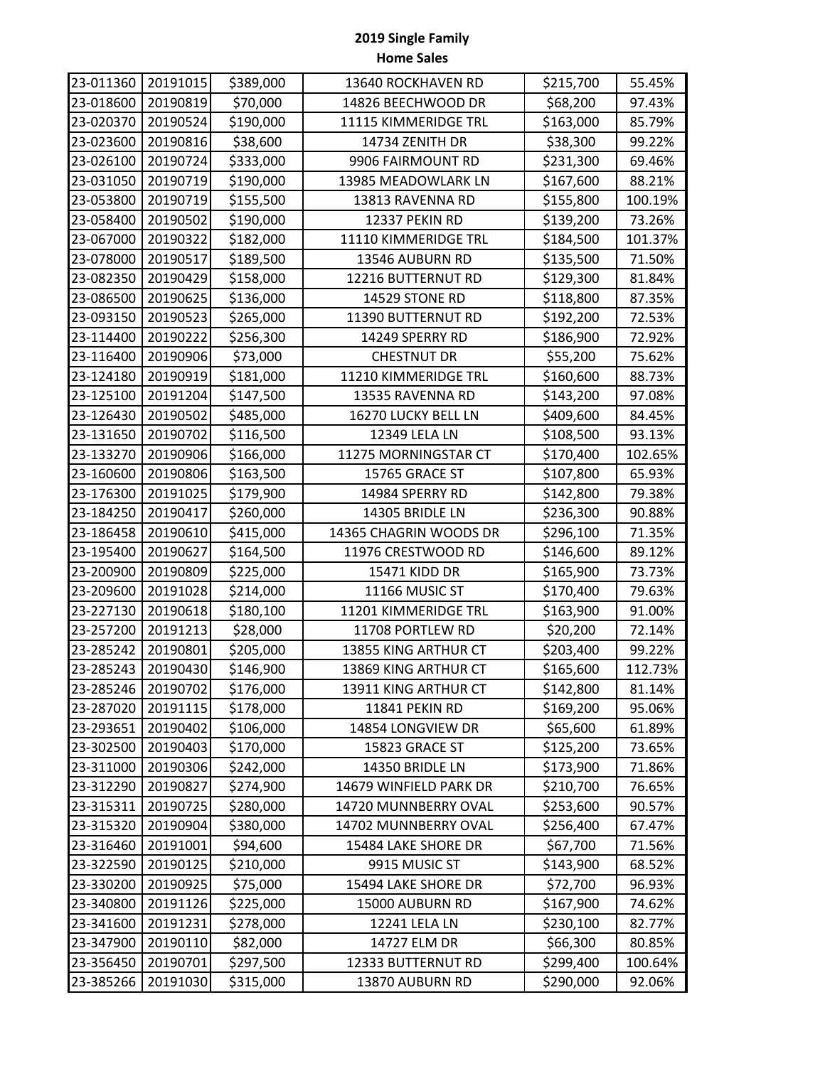**2019 Single Family**
**Home Sales**

| | | | | | |
|---|---|---|---|---|---|
| 23-011360 | 20191015 | $389,000 | 13640 ROCKHAVEN RD | $215,700 | 55.45% |
| 23-018600 | 20190819 | $70,000 | 14826 BEECHWOOD DR | $68,200 | 97.43% |
| 23-020370 | 20190524 | $190,000 | 11115 KIMMERIDGE TRL | $163,000 | 85.79% |
| 23-023600 | 20190816 | $38,600 | 14734 ZENITH DR | $38,300 | 99.22% |
| 23-026100 | 20190724 | $333,000 | 9906 FAIRMOUNT RD | $231,300 | 69.46% |
| 23-031050 | 20190719 | $190,000 | 13985 MEADOWLARK LN | $167,600 | 88.21% |
| 23-053800 | 20190719 | $155,500 | 13813 RAVENNA RD | $155,800 | 100.19% |
| 23-058400 | 20190502 | $190,000 | 12337 PEKIN RD | $139,200 | 73.26% |
| 23-067000 | 20190322 | $182,000 | 11110 KIMMERIDGE TRL | $184,500 | 101.37% |
| 23-078000 | 20190517 | $189,500 | 13546 AUBURN RD | $135,500 | 71.50% |
| 23-082350 | 20190429 | $158,000 | 12216 BUTTERNUT RD | $129,300 | 81.84% |
| 23-086500 | 20190625 | $136,000 | 14529 STONE RD | $118,800 | 87.35% |
| 23-093150 | 20190523 | $265,000 | 11390 BUTTERNUT RD | $192,200 | 72.53% |
| 23-114400 | 20190222 | $256,300 | 14249 SPERRY RD | $186,900 | 72.92% |
| 23-116400 | 20190906 | $73,000 | CHESTNUT DR | $55,200 | 75.62% |
| 23-124180 | 20190919 | $181,000 | 11210 KIMMERIDGE TRL | $160,600 | 88.73% |
| 23-125100 | 20191204 | $147,500 | 13535 RAVENNA RD | $143,200 | 97.08% |
| 23-126430 | 20190502 | $485,000 | 16270 LUCKY BELL LN | $409,600 | 84.45% |
| 23-131650 | 20190702 | $116,500 | 12349 LELA LN | $108,500 | 93.13% |
| 23-133270 | 20190906 | $166,000 | 11275 MORNINGSTAR CT | $170,400 | 102.65% |
| 23-160600 | 20190806 | $163,500 | 15765 GRACE ST | $107,800 | 65.93% |
| 23-176300 | 20191025 | $179,900 | 14984 SPERRY RD | $142,800 | 79.38% |
| 23-184250 | 20190417 | $260,000 | 14305 BRIDLE LN | $236,300 | 90.88% |
| 23-186458 | 20190610 | $415,000 | 14365 CHAGRIN WOODS DR | $296,100 | 71.35% |
| 23-195400 | 20190627 | $164,500 | 11976 CRESTWOOD RD | $146,600 | 89.12% |
| 23-200900 | 20190809 | $225,000 | 15471 KIDD DR | $165,900 | 73.73% |
| 23-209600 | 20191028 | $214,000 | 11166 MUSIC ST | $170,400 | 79.63% |
| 23-227130 | 20190618 | $180,100 | 11201 KIMMERIDGE TRL | $163,900 | 91.00% |
| 23-257200 | 20191213 | $28,000 | 11708 PORTLEW RD | $20,200 | 72.14% |
| 23-285242 | 20190801 | $205,000 | 13855 KING ARTHUR CT | $203,400 | 99.22% |
| 23-285243 | 20190430 | $146,900 | 13869 KING ARTHUR CT | $165,600 | 112.73% |
| 23-285246 | 20190702 | $176,000 | 13911 KING ARTHUR CT | $142,800 | 81.14% |
| 23-287020 | 20191115 | $178,000 | 11841 PEKIN RD | $169,200 | 95.06% |
| 23-293651 | 20190402 | $106,000 | 14854 LONGVIEW DR | $65,600 | 61.89% |
| 23-302500 | 20190403 | $170,000 | 15823 GRACE ST | $125,200 | 73.65% |
| 23-311000 | 20190306 | $242,000 | 14350 BRIDLE LN | $173,900 | 71.86% |
| 23-312290 | 20190827 | $274,900 | 14679 WINFIELD PARK DR | $210,700 | 76.65% |
| 23-315311 | 20190725 | $280,000 | 14720 MUNNBERRY OVAL | $253,600 | 90.57% |
| 23-315320 | 20190904 | $380,000 | 14702 MUNNBERRY OVAL | $256,400 | 67.47% |
| 23-316460 | 20191001 | $94,600 | 15484 LAKE SHORE DR | $67,700 | 71.56% |
| 23-322590 | 20190125 | $210,000 | 9915 MUSIC ST | $143,900 | 68.52% |
| 23-330200 | 20190925 | $75,000 | 15494 LAKE SHORE DR | $72,700 | 96.93% |
| 23-340800 | 20191126 | $225,000 | 15000 AUBURN RD | $167,900 | 74.62% |
| 23-341600 | 20191231 | $278,000 | 12241 LELA LN | $230,100 | 82.77% |
| 23-347900 | 20190110 | $82,000 | 14727 ELM DR | $66,300 | 80.85% |
| 23-356450 | 20190701 | $297,500 | 12333 BUTTERNUT RD | $299,400 | 100.64% |
| 23-385266 | 20191030 | $315,000 | 13870 AUBURN RD | $290,000 | 92.06% |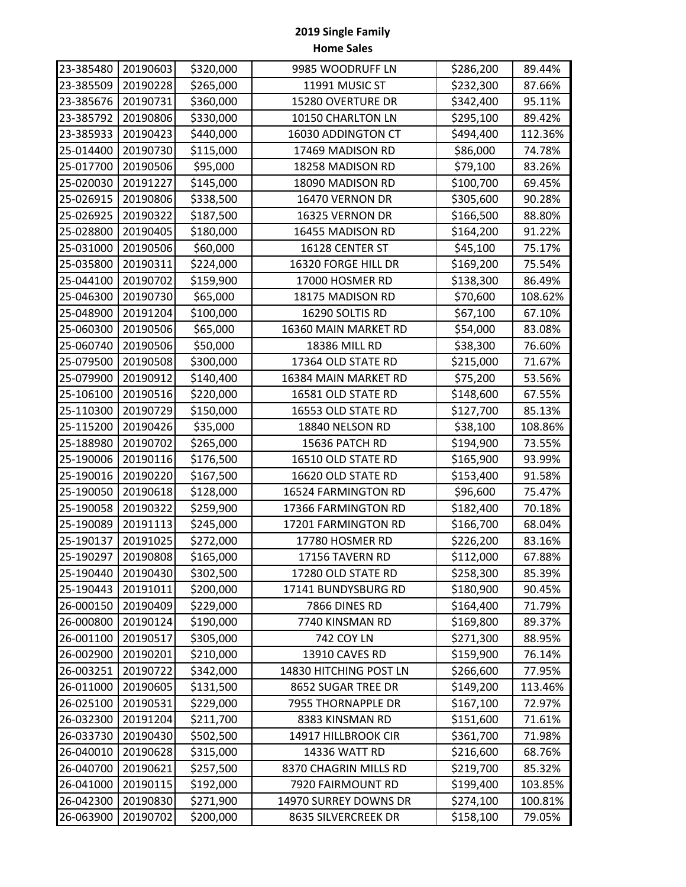**2019 Single Family**
**Home Sales**

| | | | | | |
|---|---|---|---|---|---|
| 23-385480 | 20190603 | $320,000 | 9985 WOODRUFF LN | $286,200 | 89.44% |
| 23-385509 | 20190228 | $265,000 | 11991 MUSIC ST | $232,300 | 87.66% |
| 23-385676 | 20190731 | $360,000 | 15280 OVERTURE DR | $342,400 | 95.11% |
| 23-385792 | 20190806 | $330,000 | 10150 CHARLTON LN | $295,100 | 89.42% |
| 23-385933 | 20190423 | $440,000 | 16030 ADDINGTON CT | $494,400 | 112.36% |
| 25-014400 | 20190730 | $115,000 | 17469 MADISON RD | $86,000 | 74.78% |
| 25-017700 | 20190506 | $95,000 | 18258 MADISON RD | $79,100 | 83.26% |
| 25-020030 | 20191227 | $145,000 | 18090 MADISON RD | $100,700 | 69.45% |
| 25-026915 | 20190806 | $338,500 | 16470 VERNON DR | $305,600 | 90.28% |
| 25-026925 | 20190322 | $187,500 | 16325 VERNON DR | $166,500 | 88.80% |
| 25-028800 | 20190405 | $180,000 | 16455 MADISON RD | $164,200 | 91.22% |
| 25-031000 | 20190506 | $60,000 | 16128 CENTER ST | $45,100 | 75.17% |
| 25-035800 | 20190311 | $224,000 | 16320 FORGE HILL DR | $169,200 | 75.54% |
| 25-044100 | 20190702 | $159,900 | 17000 HOSMER RD | $138,300 | 86.49% |
| 25-046300 | 20190730 | $65,000 | 18175 MADISON RD | $70,600 | 108.62% |
| 25-048900 | 20191204 | $100,000 | 16290 SOLTIS RD | $67,100 | 67.10% |
| 25-060300 | 20190506 | $65,000 | 16360 MAIN MARKET RD | $54,000 | 83.08% |
| 25-060740 | 20190506 | $50,000 | 18386 MILL RD | $38,300 | 76.60% |
| 25-079500 | 20190508 | $300,000 | 17364 OLD STATE RD | $215,000 | 71.67% |
| 25-079900 | 20190912 | $140,400 | 16384 MAIN MARKET RD | $75,200 | 53.56% |
| 25-106100 | 20190516 | $220,000 | 16581 OLD STATE RD | $148,600 | 67.55% |
| 25-110300 | 20190729 | $150,000 | 16553 OLD STATE RD | $127,700 | 85.13% |
| 25-115200 | 20190426 | $35,000 | 18840 NELSON RD | $38,100 | 108.86% |
| 25-188980 | 20190702 | $265,000 | 15636 PATCH RD | $194,900 | 73.55% |
| 25-190006 | 20190116 | $176,500 | 16510 OLD STATE RD | $165,900 | 93.99% |
| 25-190016 | 20190220 | $167,500 | 16620 OLD STATE RD | $153,400 | 91.58% |
| 25-190050 | 20190618 | $128,000 | 16524 FARMINGTON RD | $96,600 | 75.47% |
| 25-190058 | 20190322 | $259,900 | 17366 FARMINGTON RD | $182,400 | 70.18% |
| 25-190089 | 20191113 | $245,000 | 17201 FARMINGTON RD | $166,700 | 68.04% |
| 25-190137 | 20191025 | $272,000 | 17780 HOSMER RD | $226,200 | 83.16% |
| 25-190297 | 20190808 | $165,000 | 17156 TAVERN RD | $112,000 | 67.88% |
| 25-190440 | 20190430 | $302,500 | 17280 OLD STATE RD | $258,300 | 85.39% |
| 25-190443 | 20191011 | $200,000 | 17141 BUNDYSBURG RD | $180,900 | 90.45% |
| 26-000150 | 20190409 | $229,000 | 7866 DINES RD | $164,400 | 71.79% |
| 26-000800 | 20190124 | $190,000 | 7740 KINSMAN RD | $169,800 | 89.37% |
| 26-001100 | 20190517 | $305,000 | 742 COY LN | $271,300 | 88.95% |
| 26-002900 | 20190201 | $210,000 | 13910 CAVES RD | $159,900 | 76.14% |
| 26-003251 | 20190722 | $342,000 | 14830 HITCHING POST LN | $266,600 | 77.95% |
| 26-011000 | 20190605 | $131,500 | 8652 SUGAR TREE DR | $149,200 | 113.46% |
| 26-025100 | 20190531 | $229,000 | 7955 THORNAPPLE DR | $167,100 | 72.97% |
| 26-032300 | 20191204 | $211,700 | 8383 KINSMAN RD | $151,600 | 71.61% |
| 26-033730 | 20190430 | $502,500 | 14917 HILLBROOK CIR | $361,700 | 71.98% |
| 26-040010 | 20190628 | $315,000 | 14336 WATT RD | $216,600 | 68.76% |
| 26-040700 | 20190621 | $257,500 | 8370 CHAGRIN MILLS RD | $219,700 | 85.32% |
| 26-041000 | 20190115 | $192,000 | 7920 FAIRMOUNT RD | $199,400 | 103.85% |
| 26-042300 | 20190830 | $271,900 | 14970 SURREY DOWNS DR | $274,100 | 100.81% |
| 26-063900 | 20190702 | $200,000 | 8635 SILVERCREEK DR | $158,100 | 79.05% |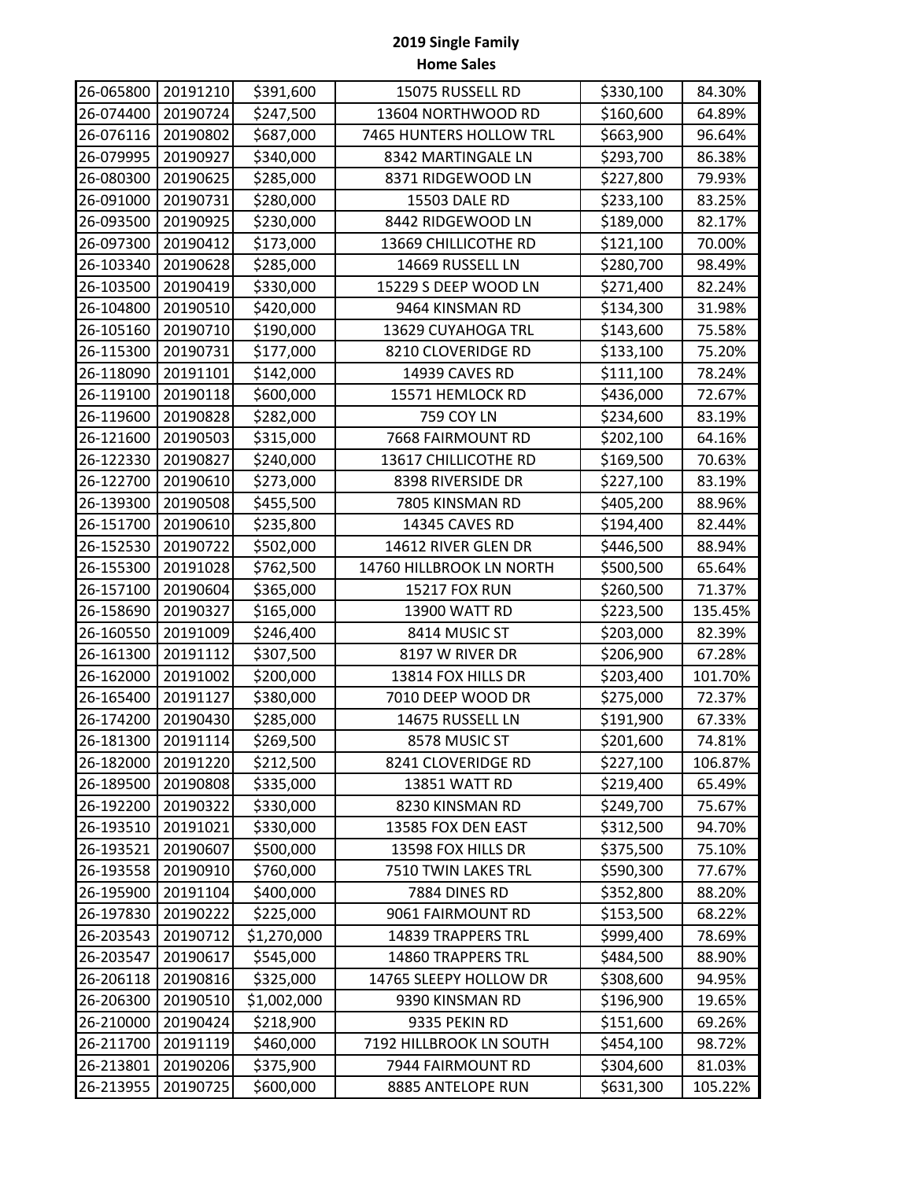# 2019 Single Family Home Sales

| | | | | | |
|---|---|---|---|---|---|
| 26-065800 | 20191210 | $391,600 | 15075 RUSSELL RD | $330,100 | 84.30% |
| 26-074400 | 20190724 | $247,500 | 13604 NORTHWOOD RD | $160,600 | 64.89% |
| 26-076116 | 20190802 | $687,000 | 7465 HUNTERS HOLLOW TRL | $663,900 | 96.64% |
| 26-079995 | 20190927 | $340,000 | 8342 MARTINGALE LN | $293,700 | 86.38% |
| 26-080300 | 20190625 | $285,000 | 8371 RIDGEWOOD LN | $227,800 | 79.93% |
| 26-091000 | 20190731 | $280,000 | 15503 DALE RD | $233,100 | 83.25% |
| 26-093500 | 20190925 | $230,000 | 8442 RIDGEWOOD LN | $189,000 | 82.17% |
| 26-097300 | 20190412 | $173,000 | 13669 CHILLICOTHE RD | $121,100 | 70.00% |
| 26-103340 | 20190628 | $285,000 | 14669 RUSSELL LN | $280,700 | 98.49% |
| 26-103500 | 20190419 | $330,000 | 15229 S DEEP WOOD LN | $271,400 | 82.24% |
| 26-104800 | 20190510 | $420,000 | 9464 KINSMAN RD | $134,300 | 31.98% |
| 26-105160 | 20190710 | $190,000 | 13629 CUYAHOGA TRL | $143,600 | 75.58% |
| 26-115300 | 20190731 | $177,000 | 8210 CLOVERIDGE RD | $133,100 | 75.20% |
| 26-118090 | 20191101 | $142,000 | 14939 CAVES RD | $111,100 | 78.24% |
| 26-119100 | 20190118 | $600,000 | 15571 HEMLOCK RD | $436,000 | 72.67% |
| 26-119600 | 20190828 | $282,000 | 759 COY LN | $234,600 | 83.19% |
| 26-121600 | 20190503 | $315,000 | 7668 FAIRMOUNT RD | $202,100 | 64.16% |
| 26-122330 | 20190827 | $240,000 | 13617 CHILLICOTHE RD | $169,500 | 70.63% |
| 26-122700 | 20190610 | $273,000 | 8398 RIVERSIDE DR | $227,100 | 83.19% |
| 26-139300 | 20190508 | $455,500 | 7805 KINSMAN RD | $405,200 | 88.96% |
| 26-151700 | 20190610 | $235,800 | 14345 CAVES RD | $194,400 | 82.44% |
| 26-152530 | 20190722 | $502,000 | 14612 RIVER GLEN DR | $446,500 | 88.94% |
| 26-155300 | 20191028 | $762,500 | 14760 HILLBROOK LN NORTH | $500,500 | 65.64% |
| 26-157100 | 20190604 | $365,000 | 15217 FOX RUN | $260,500 | 71.37% |
| 26-158690 | 20190327 | $165,000 | 13900 WATT RD | $223,500 | 135.45% |
| 26-160550 | 20191009 | $246,400 | 8414 MUSIC ST | $203,000 | 82.39% |
| 26-161300 | 20191112 | $307,500 | 8197 W RIVER DR | $206,900 | 67.28% |
| 26-162000 | 20191002 | $200,000 | 13814 FOX HILLS DR | $203,400 | 101.70% |
| 26-165400 | 20191127 | $380,000 | 7010 DEEP WOOD DR | $275,000 | 72.37% |
| 26-174200 | 20190430 | $285,000 | 14675 RUSSELL LN | $191,900 | 67.33% |
| 26-181300 | 20191114 | $269,500 | 8578 MUSIC ST | $201,600 | 74.81% |
| 26-182000 | 20191220 | $212,500 | 8241 CLOVERIDGE RD | $227,100 | 106.87% |
| 26-189500 | 20190808 | $335,000 | 13851 WATT RD | $219,400 | 65.49% |
| 26-192200 | 20190322 | $330,000 | 8230 KINSMAN RD | $249,700 | 75.67% |
| 26-193510 | 20191021 | $330,000 | 13585 FOX DEN EAST | $312,500 | 94.70% |
| 26-193521 | 20190607 | $500,000 | 13598 FOX HILLS DR | $375,500 | 75.10% |
| 26-193558 | 20190910 | $760,000 | 7510 TWIN LAKES TRL | $590,300 | 77.67% |
| 26-195900 | 20191104 | $400,000 | 7884 DINES RD | $352,800 | 88.20% |
| 26-197830 | 20190222 | $225,000 | 9061 FAIRMOUNT RD | $153,500 | 68.22% |
| 26-203543 | 20190712 | $1,270,000 | 14839 TRAPPERS TRL | $999,400 | 78.69% |
| 26-203547 | 20190617 | $545,000 | 14860 TRAPPERS TRL | $484,500 | 88.90% |
| 26-206118 | 20190816 | $325,000 | 14765 SLEEPY HOLLOW DR | $308,600 | 94.95% |
| 26-206300 | 20190510 | $1,002,000 | 9390 KINSMAN RD | $196,900 | 19.65% |
| 26-210000 | 20190424 | $218,900 | 9335 PEKIN RD | $151,600 | 69.26% |
| 26-211700 | 20191119 | $460,000 | 7192 HILLBROOK LN SOUTH | $454,100 | 98.72% |
| 26-213801 | 20190206 | $375,900 | 7944 FAIRMOUNT RD | $304,600 | 81.03% |
| 26-213955 | 20190725 | $600,000 | 8885 ANTELOPE RUN | $631,300 | 105.22% |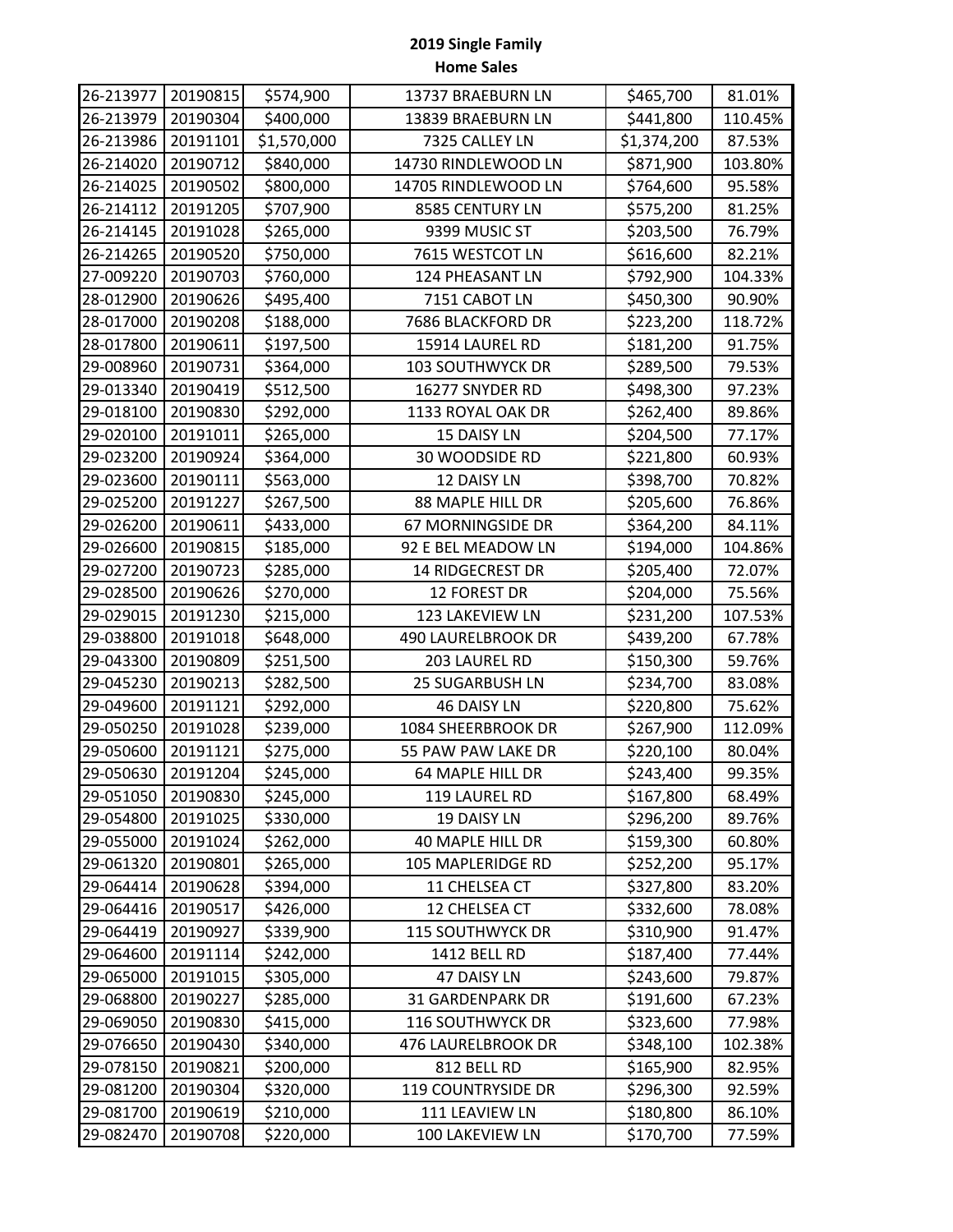**2019 Single Family**
**Home Sales**

| | | | | | |
|---|---|---|---|---|---|
| 26-213977 | 20190815 | $574,900 | 13737 BRAEBURN LN | $465,700 | 81.01% |
| 26-213979 | 20190304 | $400,000 | 13839 BRAEBURN LN | $441,800 | 110.45% |
| 26-213986 | 20191101 | $1,570,000 | 7325 CALLEY LN | $1,374,200 | 87.53% |
| 26-214020 | 20190712 | $840,000 | 14730 RINDLEWOOD LN | $871,900 | 103.80% |
| 26-214025 | 20190502 | $800,000 | 14705 RINDLEWOOD LN | $764,600 | 95.58% |
| 26-214112 | 20191205 | $707,900 | 8585 CENTURY LN | $575,200 | 81.25% |
| 26-214145 | 20191028 | $265,000 | 9399 MUSIC ST | $203,500 | 76.79% |
| 26-214265 | 20190520 | $750,000 | 7615 WESTCOT LN | $616,600 | 82.21% |
| 27-009220 | 20190703 | $760,000 | 124 PHEASANT LN | $792,900 | 104.33% |
| 28-012900 | 20190626 | $495,400 | 7151 CABOT LN | $450,300 | 90.90% |
| 28-017000 | 20190208 | $188,000 | 7686 BLACKFORD DR | $223,200 | 118.72% |
| 28-017800 | 20190611 | $197,500 | 15914 LAUREL RD | $181,200 | 91.75% |
| 29-008960 | 20190731 | $364,000 | 103 SOUTHWYCK DR | $289,500 | 79.53% |
| 29-013340 | 20190419 | $512,500 | 16277 SNYDER RD | $498,300 | 97.23% |
| 29-018100 | 20190830 | $292,000 | 1133 ROYAL OAK DR | $262,400 | 89.86% |
| 29-020100 | 20191011 | $265,000 | 15 DAISY LN | $204,500 | 77.17% |
| 29-023200 | 20190924 | $364,000 | 30 WOODSIDE RD | $221,800 | 60.93% |
| 29-023600 | 20190111 | $563,000 | 12 DAISY LN | $398,700 | 70.82% |
| 29-025200 | 20191227 | $267,500 | 88 MAPLE HILL DR | $205,600 | 76.86% |
| 29-026200 | 20190611 | $433,000 | 67 MORNINGSIDE DR | $364,200 | 84.11% |
| 29-026600 | 20190815 | $185,000 | 92 E BEL MEADOW LN | $194,000 | 104.86% |
| 29-027200 | 20190723 | $285,000 | 14 RIDGECREST DR | $205,400 | 72.07% |
| 29-028500 | 20190626 | $270,000 | 12 FOREST DR | $204,000 | 75.56% |
| 29-029015 | 20191230 | $215,000 | 123 LAKEVIEW LN | $231,200 | 107.53% |
| 29-038800 | 20191018 | $648,000 | 490 LAURELBROOK DR | $439,200 | 67.78% |
| 29-043300 | 20190809 | $251,500 | 203 LAUREL RD | $150,300 | 59.76% |
| 29-045230 | 20190213 | $282,500 | 25 SUGARBUSH LN | $234,700 | 83.08% |
| 29-049600 | 20191121 | $292,000 | 46 DAISY LN | $220,800 | 75.62% |
| 29-050250 | 20191028 | $239,000 | 1084 SHEERBROOK DR | $267,900 | 112.09% |
| 29-050600 | 20191121 | $275,000 | 55 PAW PAW LAKE DR | $220,100 | 80.04% |
| 29-050630 | 20191204 | $245,000 | 64 MAPLE HILL DR | $243,400 | 99.35% |
| 29-051050 | 20190830 | $245,000 | 119 LAUREL RD | $167,800 | 68.49% |
| 29-054800 | 20191025 | $330,000 | 19 DAISY LN | $296,200 | 89.76% |
| 29-055000 | 20191024 | $262,000 | 40 MAPLE HILL DR | $159,300 | 60.80% |
| 29-061320 | 20190801 | $265,000 | 105 MAPLERIDGE RD | $252,200 | 95.17% |
| 29-064414 | 20190628 | $394,000 | 11 CHELSEA CT | $327,800 | 83.20% |
| 29-064416 | 20190517 | $426,000 | 12 CHELSEA CT | $332,600 | 78.08% |
| 29-064419 | 20190927 | $339,900 | 115 SOUTHWYCK DR | $310,900 | 91.47% |
| 29-064600 | 20191114 | $242,000 | 1412 BELL RD | $187,400 | 77.44% |
| 29-065000 | 20191015 | $305,000 | 47 DAISY LN | $243,600 | 79.87% |
| 29-068800 | 20190227 | $285,000 | 31 GARDENPARK DR | $191,600 | 67.23% |
| 29-069050 | 20190830 | $415,000 | 116 SOUTHWYCK DR | $323,600 | 77.98% |
| 29-076650 | 20190430 | $340,000 | 476 LAURELBROOK DR | $348,100 | 102.38% |
| 29-078150 | 20190821 | $200,000 | 812 BELL RD | $165,900 | 82.95% |
| 29-081200 | 20190304 | $320,000 | 119 COUNTRYSIDE DR | $296,300 | 92.59% |
| 29-081700 | 20190619 | $210,000 | 111 LEAVIEW LN | $180,800 | 86.10% |
| 29-082470 | 20190708 | $220,000 | 100 LAKEVIEW LN | $170,700 | 77.59% |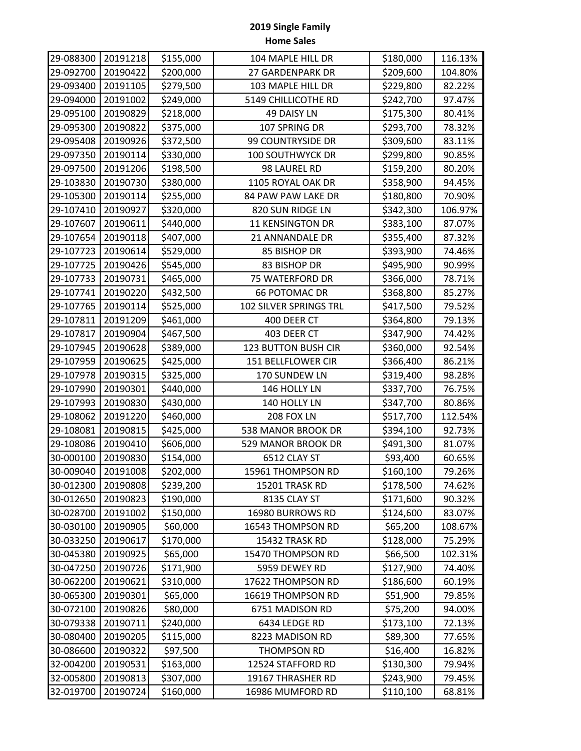# 2019 Single Family Home Sales

| | | | | | |
|---|---|---|---|---|---|
| 29-088300 | 20191218 | $155,000 | 104 MAPLE HILL DR | $180,000 | 116.13% |
| 29-092700 | 20190422 | $200,000 | 27 GARDENPARK DR | $209,600 | 104.80% |
| 29-093400 | 20191105 | $279,500 | 103 MAPLE HILL DR | $229,800 | 82.22% |
| 29-094000 | 20191002 | $249,000 | 5149 CHILLICOTHE RD | $242,700 | 97.47% |
| 29-095100 | 20190829 | $218,000 | 49 DAISY LN | $175,300 | 80.41% |
| 29-095300 | 20190822 | $375,000 | 107 SPRING DR | $293,700 | 78.32% |
| 29-095408 | 20190926 | $372,500 | 99 COUNTRYSIDE DR | $309,600 | 83.11% |
| 29-097350 | 20190114 | $330,000 | 100 SOUTHWYCK DR | $299,800 | 90.85% |
| 29-097500 | 20191206 | $198,500 | 98 LAUREL RD | $159,200 | 80.20% |
| 29-103830 | 20190730 | $380,000 | 1105 ROYAL OAK DR | $358,900 | 94.45% |
| 29-105300 | 20190114 | $255,000 | 84 PAW PAW LAKE DR | $180,800 | 70.90% |
| 29-107410 | 20190927 | $320,000 | 820 SUN RIDGE LN | $342,300 | 106.97% |
| 29-107607 | 20190611 | $440,000 | 11 KENSINGTON DR | $383,100 | 87.07% |
| 29-107654 | 20190118 | $407,000 | 21 ANNANDALE DR | $355,400 | 87.32% |
| 29-107723 | 20190614 | $529,000 | 85 BISHOP DR | $393,900 | 74.46% |
| 29-107725 | 20190426 | $545,000 | 83 BISHOP DR | $495,900 | 90.99% |
| 29-107733 | 20190731 | $465,000 | 75 WATERFORD DR | $366,000 | 78.71% |
| 29-107741 | 20190220 | $432,500 | 66 POTOMAC DR | $368,800 | 85.27% |
| 29-107765 | 20190114 | $525,000 | 102 SILVER SPRINGS TRL | $417,500 | 79.52% |
| 29-107811 | 20191209 | $461,000 | 400 DEER CT | $364,800 | 79.13% |
| 29-107817 | 20190904 | $467,500 | 403 DEER CT | $347,900 | 74.42% |
| 29-107945 | 20190628 | $389,000 | 123 BUTTON BUSH CIR | $360,000 | 92.54% |
| 29-107959 | 20190625 | $425,000 | 151 BELLFLOWER CIR | $366,400 | 86.21% |
| 29-107978 | 20190315 | $325,000 | 170 SUNDEW LN | $319,400 | 98.28% |
| 29-107990 | 20190301 | $440,000 | 146 HOLLY LN | $337,700 | 76.75% |
| 29-107993 | 20190830 | $430,000 | 140 HOLLY LN | $347,700 | 80.86% |
| 29-108062 | 20191220 | $460,000 | 208 FOX LN | $517,700 | 112.54% |
| 29-108081 | 20190815 | $425,000 | 538 MANOR BROOK DR | $394,100 | 92.73% |
| 29-108086 | 20190410 | $606,000 | 529 MANOR BROOK DR | $491,300 | 81.07% |
| 30-000100 | 20190830 | $154,000 | 6512 CLAY ST | $93,400 | 60.65% |
| 30-009040 | 20191008 | $202,000 | 15961 THOMPSON RD | $160,100 | 79.26% |
| 30-012300 | 20190808 | $239,200 | 15201 TRASK RD | $178,500 | 74.62% |
| 30-012650 | 20190823 | $190,000 | 8135 CLAY ST | $171,600 | 90.32% |
| 30-028700 | 20191002 | $150,000 | 16980 BURROWS RD | $124,600 | 83.07% |
| 30-030100 | 20190905 | $60,000 | 16543 THOMPSON RD | $65,200 | 108.67% |
| 30-033250 | 20190617 | $170,000 | 15432 TRASK RD | $128,000 | 75.29% |
| 30-045380 | 20190925 | $65,000 | 15470 THOMPSON RD | $66,500 | 102.31% |
| 30-047250 | 20190726 | $171,900 | 5959 DEWEY RD | $127,900 | 74.40% |
| 30-062200 | 20190621 | $310,000 | 17622 THOMPSON RD | $186,600 | 60.19% |
| 30-065300 | 20190301 | $65,000 | 16619 THOMPSON RD | $51,900 | 79.85% |
| 30-072100 | 20190826 | $80,000 | 6751 MADISON RD | $75,200 | 94.00% |
| 30-079338 | 20190711 | $240,000 | 6434 LEDGE RD | $173,100 | 72.13% |
| 30-080400 | 20190205 | $115,000 | 8223 MADISON RD | $89,300 | 77.65% |
| 30-086600 | 20190322 | $97,500 | THOMPSON RD | $16,400 | 16.82% |
| 32-004200 | 20190531 | $163,000 | 12524 STAFFORD RD | $130,300 | 79.94% |
| 32-005800 | 20190813 | $307,000 | 19167 THRASHER RD | $243,900 | 79.45% |
| 32-019700 | 20190724 | $160,000 | 16986 MUMFORD RD | $110,100 | 68.81% |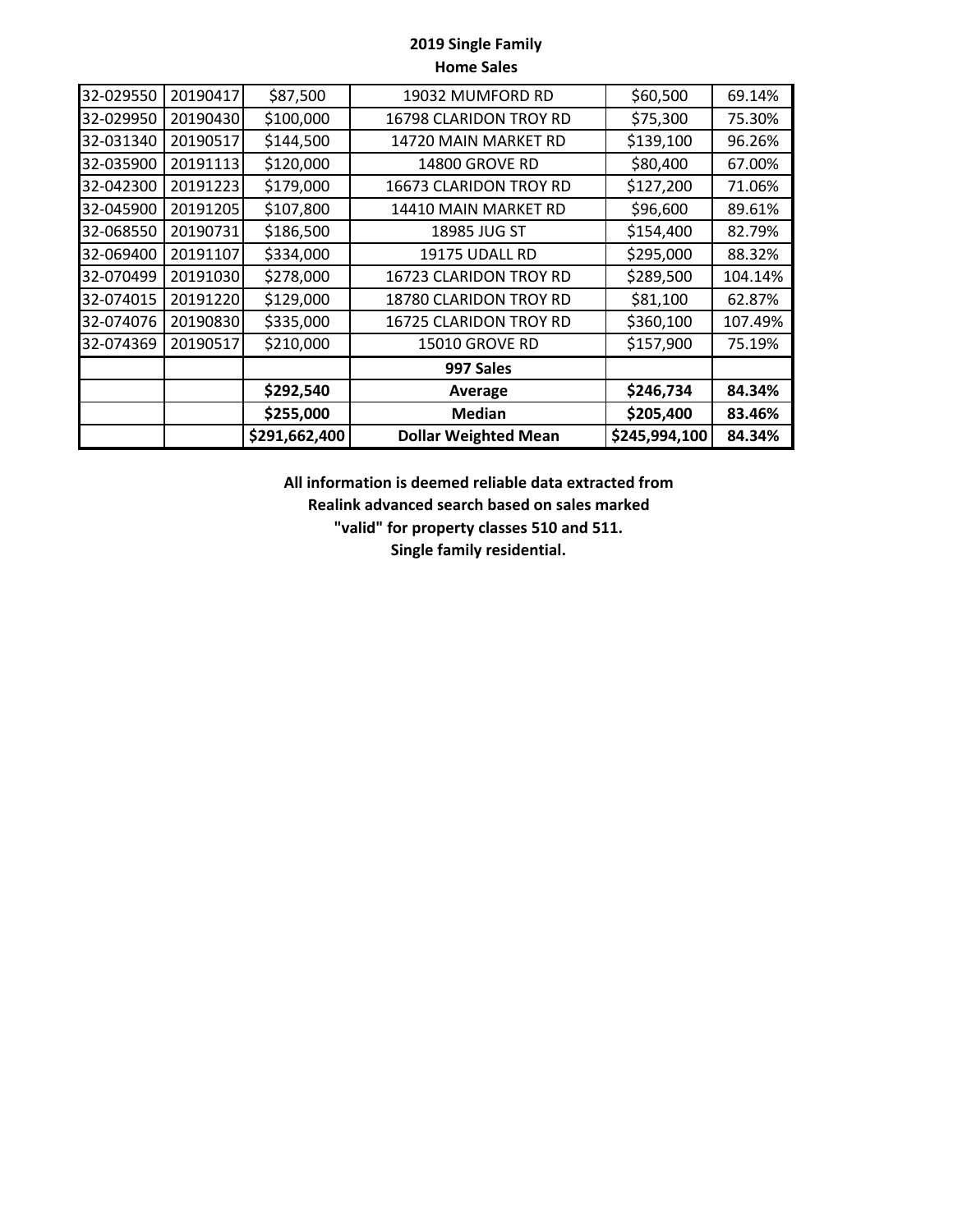**2019 Single Family**
**Home Sales**

| | | | | | |
|---|---|---|---|---|---|
| 32-029550 | 20190417 | $87,500 | 19032 MUMFORD RD | $60,500 | 69.14% |
| 32-029950 | 20190430 | $100,000 | 16798 CLARIDON TROY RD | $75,300 | 75.30% |
| 32-031340 | 20190517 | $144,500 | 14720 MAIN MARKET RD | $139,100 | 96.26% |
| 32-035900 | 20191113 | $120,000 | 14800 GROVE RD | $80,400 | 67.00% |
| 32-042300 | 20191223 | $179,000 | 16673 CLARIDON TROY RD | $127,200 | 71.06% |
| 32-045900 | 20191205 | $107,800 | 14410 MAIN MARKET RD | $96,600 | 89.61% |
| 32-068550 | 20190731 | $186,500 | 18985 JUG ST | $154,400 | 82.79% |
| 32-069400 | 20191107 | $334,000 | 19175 UDALL RD | $295,000 | 88.32% |
| 32-070499 | 20191030 | $278,000 | 16723 CLARIDON TROY RD | $289,500 | 104.14% |
| 32-074015 | 20191220 | $129,000 | 18780 CLARIDON TROY RD | $81,100 | 62.87% |
| 32-074076 | 20190830 | $335,000 | 16725 CLARIDON TROY RD | $360,100 | 107.49% |
| 32-074369 | 20190517 | $210,000 | 15010 GROVE RD | $157,900 | 75.19% |
| | | | **997 Sales** | | |
| | | **$292,540** | **Average** | **$246,734** | **84.34%** |
| | | **$255,000** | **Median** | **$205,400** | **83.46%** |
| | | **$291,662,400** | **Dollar Weighted Mean** | **$245,994,100** | **84.34%** |

**All information is deemed reliable data extracted from Realink advanced search based on sales marked "valid" for property classes 510 and 511. Single family residential.**